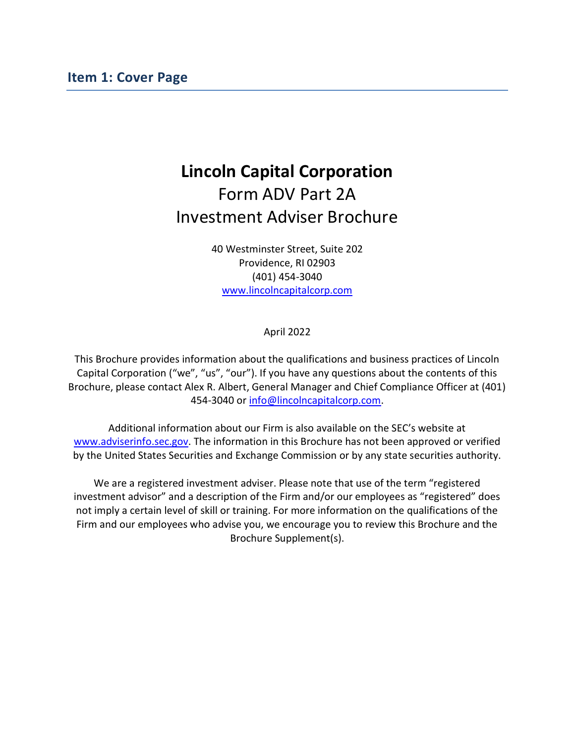## Item 1: Cover Page

# Lincoln Capital Corporation

Form ADV Part 2A

Investment Adviser Brochure

40 Westminster Street, Suite 202
Providence, RI 02903
(401) 454-3040
www.lincolncapitalcorp.com

April 2022

This Brochure provides information about the qualifications and business practices of Lincoln Capital Corporation ("we", "us", "our"). If you have any questions about the contents of this Brochure, please contact Alex R. Albert, General Manager and Chief Compliance Officer at (401) 454-3040 or info@lincolncapitalcorp.com.

Additional information about our Firm is also available on the SEC's website at www.adviserinfo.sec.gov. The information in this Brochure has not been approved or verified by the United States Securities and Exchange Commission or by any state securities authority.

We are a registered investment adviser. Please note that use of the term "registered investment advisor" and a description of the Firm and/or our employees as "registered" does not imply a certain level of skill or training. For more information on the qualifications of the Firm and our employees who advise you, we encourage you to review this Brochure and the Brochure Supplement(s).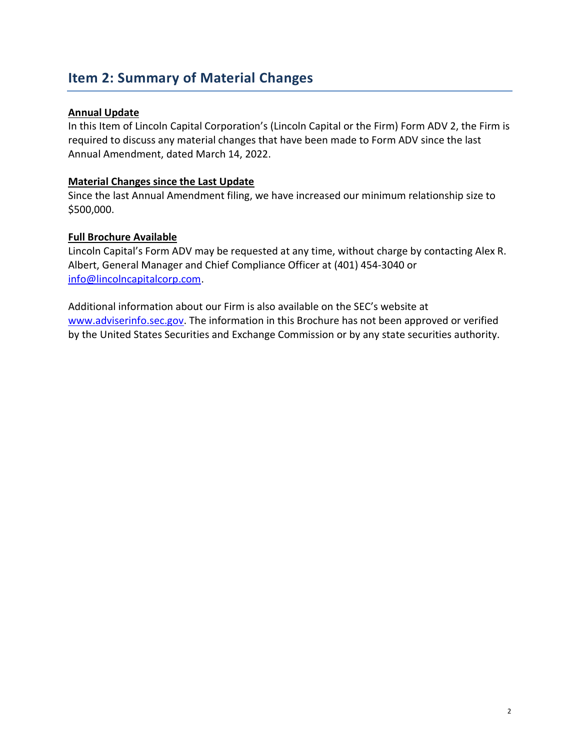## Item 2: Summary of Material Changes

**Annual Update**

In this Item of Lincoln Capital Corporation's (Lincoln Capital or the Firm) Form ADV 2, the Firm is required to discuss any material changes that have been made to Form ADV since the last Annual Amendment, dated March 14, 2022.

**Material Changes since the Last Update**

Since the last Annual Amendment filing, we have increased our minimum relationship size to $500,000.

**Full Brochure Available**

Lincoln Capital's Form ADV may be requested at any time, without charge by contacting Alex R. Albert, General Manager and Chief Compliance Officer at (401) 454-3040 or info@lincolncapitalcorp.com.

Additional information about our Firm is also available on the SEC's website at www.adviserinfo.sec.gov. The information in this Brochure has not been approved or verified by the United States Securities and Exchange Commission or by any state securities authority.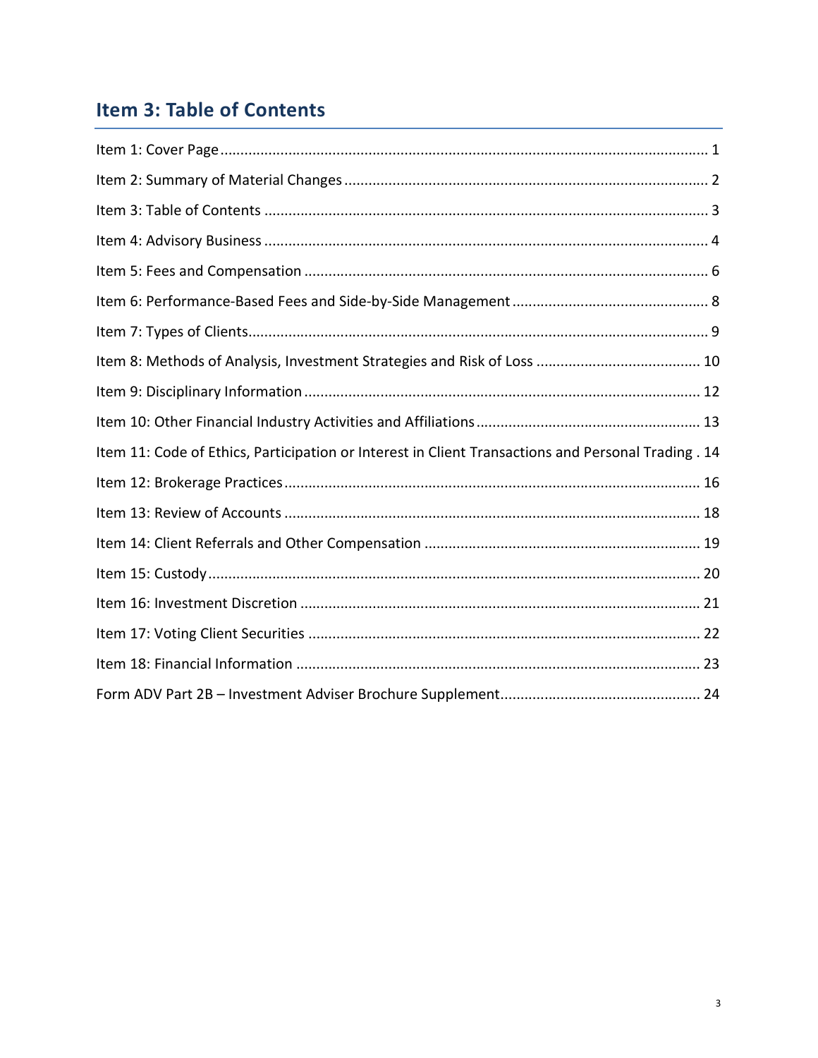## Item 3: Table of Contents

Item 1: Cover Page ........................................................................................................................ 1

Item 2: Summary of Material Changes ......................................................................................... 2

Item 3: Table of Contents ............................................................................................................. 3

Item 4: Advisory Business ............................................................................................................. 4

Item 5: Fees and Compensation ................................................................................................... 6

Item 6: Performance-Based Fees and Side-by-Side Management ................................................ 8

Item 7: Types of Clients................................................................................................................. 9

Item 8: Methods of Analysis, Investment Strategies and Risk of Loss ......................................... 10

Item 9: Disciplinary Information .................................................................................................. 12

Item 10: Other Financial Industry Activities and Affiliations ....................................................... 13

Item 11: Code of Ethics, Participation or Interest in Client Transactions and Personal Trading . 14

Item 12: Brokerage Practices ...................................................................................................... 16

Item 13: Review of Accounts ...................................................................................................... 18

Item 14: Client Referrals and Other Compensation .................................................................... 19

Item 15: Custody ......................................................................................................................... 20

Item 16: Investment Discretion .................................................................................................. 21

Item 17: Voting Client Securities ................................................................................................ 22

Item 18: Financial Information ................................................................................................... 23

Form ADV Part 2B – Investment Adviser Brochure Supplement................................................. 24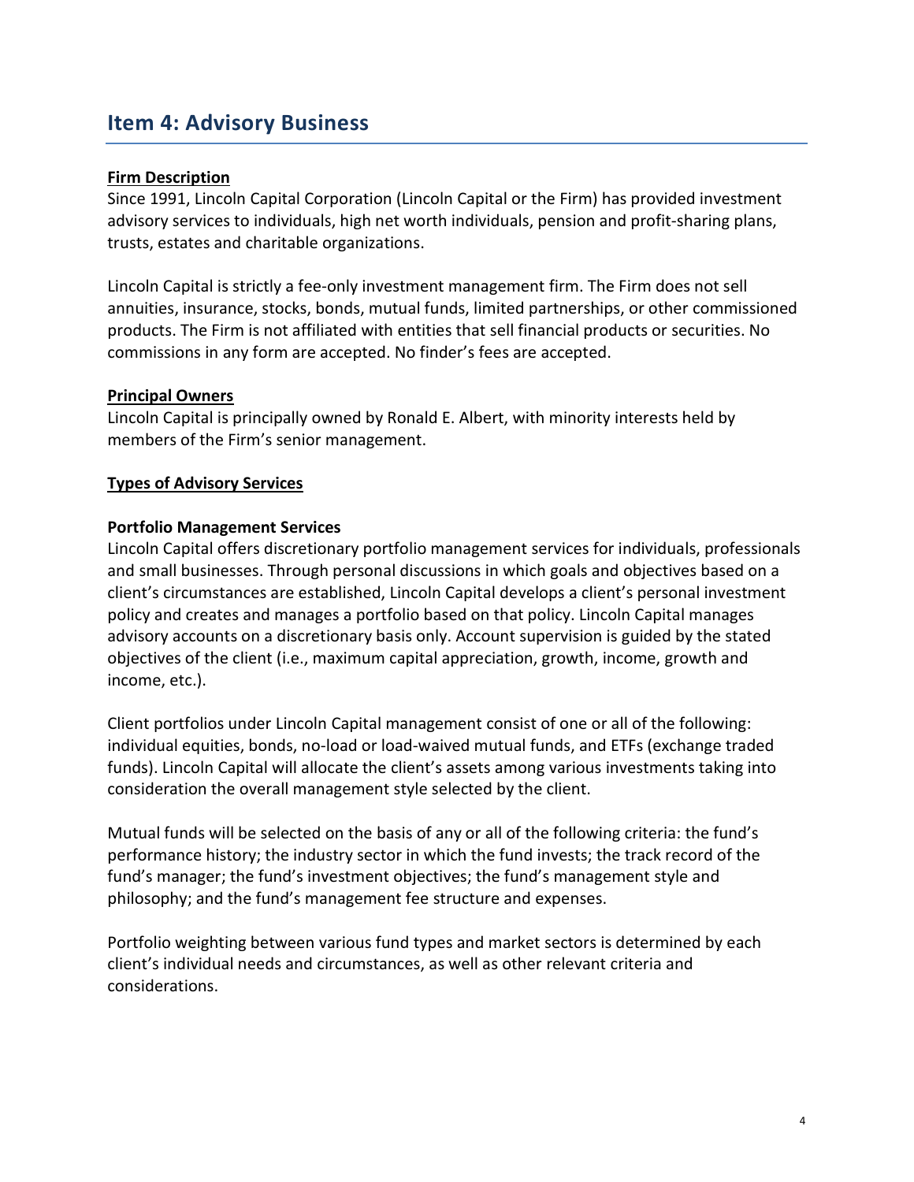## Item 4: Advisory Business

**Firm Description**

Since 1991, Lincoln Capital Corporation (Lincoln Capital or the Firm) has provided investment advisory services to individuals, high net worth individuals, pension and profit-sharing plans, trusts, estates and charitable organizations.

Lincoln Capital is strictly a fee-only investment management firm. The Firm does not sell annuities, insurance, stocks, bonds, mutual funds, limited partnerships, or other commissioned products. The Firm is not affiliated with entities that sell financial products or securities. No commissions in any form are accepted. No finder's fees are accepted.

**Principal Owners**

Lincoln Capital is principally owned by Ronald E. Albert, with minority interests held by members of the Firm's senior management.

**Types of Advisory Services**

**Portfolio Management Services**

Lincoln Capital offers discretionary portfolio management services for individuals, professionals and small businesses. Through personal discussions in which goals and objectives based on a client's circumstances are established, Lincoln Capital develops a client's personal investment policy and creates and manages a portfolio based on that policy. Lincoln Capital manages advisory accounts on a discretionary basis only. Account supervision is guided by the stated objectives of the client (i.e., maximum capital appreciation, growth, income, growth and income, etc.).

Client portfolios under Lincoln Capital management consist of one or all of the following: individual equities, bonds, no-load or load-waived mutual funds, and ETFs (exchange traded funds). Lincoln Capital will allocate the client's assets among various investments taking into consideration the overall management style selected by the client.

Mutual funds will be selected on the basis of any or all of the following criteria: the fund's performance history; the industry sector in which the fund invests; the track record of the fund's manager; the fund's investment objectives; the fund's management style and philosophy; and the fund's management fee structure and expenses.

Portfolio weighting between various fund types and market sectors is determined by each client's individual needs and circumstances, as well as other relevant criteria and considerations.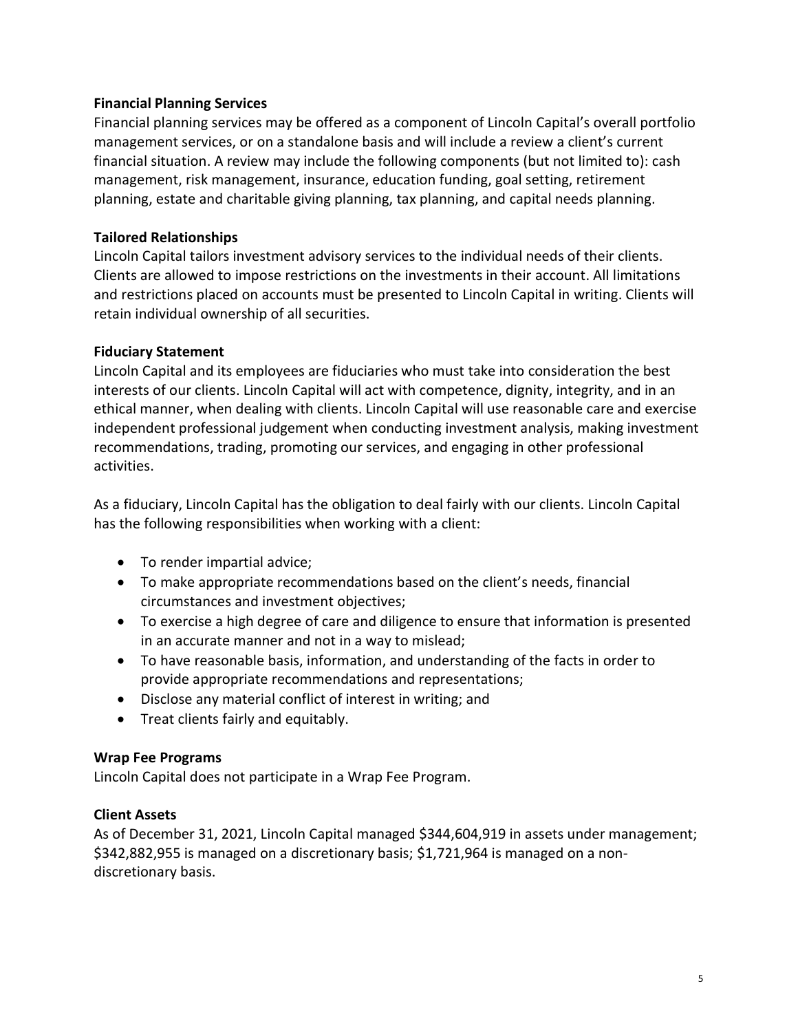**Financial Planning Services**

Financial planning services may be offered as a component of Lincoln Capital's overall portfolio management services, or on a standalone basis and will include a review a client's current financial situation. A review may include the following components (but not limited to): cash management, risk management, insurance, education funding, goal setting, retirement planning, estate and charitable giving planning, tax planning, and capital needs planning.

**Tailored Relationships**

Lincoln Capital tailors investment advisory services to the individual needs of their clients. Clients are allowed to impose restrictions on the investments in their account. All limitations and restrictions placed on accounts must be presented to Lincoln Capital in writing. Clients will retain individual ownership of all securities.

**Fiduciary Statement**

Lincoln Capital and its employees are fiduciaries who must take into consideration the best interests of our clients. Lincoln Capital will act with competence, dignity, integrity, and in an ethical manner, when dealing with clients. Lincoln Capital will use reasonable care and exercise independent professional judgement when conducting investment analysis, making investment recommendations, trading, promoting our services, and engaging in other professional activities.

As a fiduciary, Lincoln Capital has the obligation to deal fairly with our clients. Lincoln Capital has the following responsibilities when working with a client:

- To render impartial advice;
- To make appropriate recommendations based on the client's needs, financial circumstances and investment objectives;
- To exercise a high degree of care and diligence to ensure that information is presented in an accurate manner and not in a way to mislead;
- To have reasonable basis, information, and understanding of the facts in order to provide appropriate recommendations and representations;
- Disclose any material conflict of interest in writing; and
- Treat clients fairly and equitably.

**Wrap Fee Programs**

Lincoln Capital does not participate in a Wrap Fee Program.

**Client Assets**

As of December 31, 2021, Lincoln Capital managed $344,604,919 in assets under management; $342,882,955 is managed on a discretionary basis; $1,721,964 is managed on a non-discretionary basis.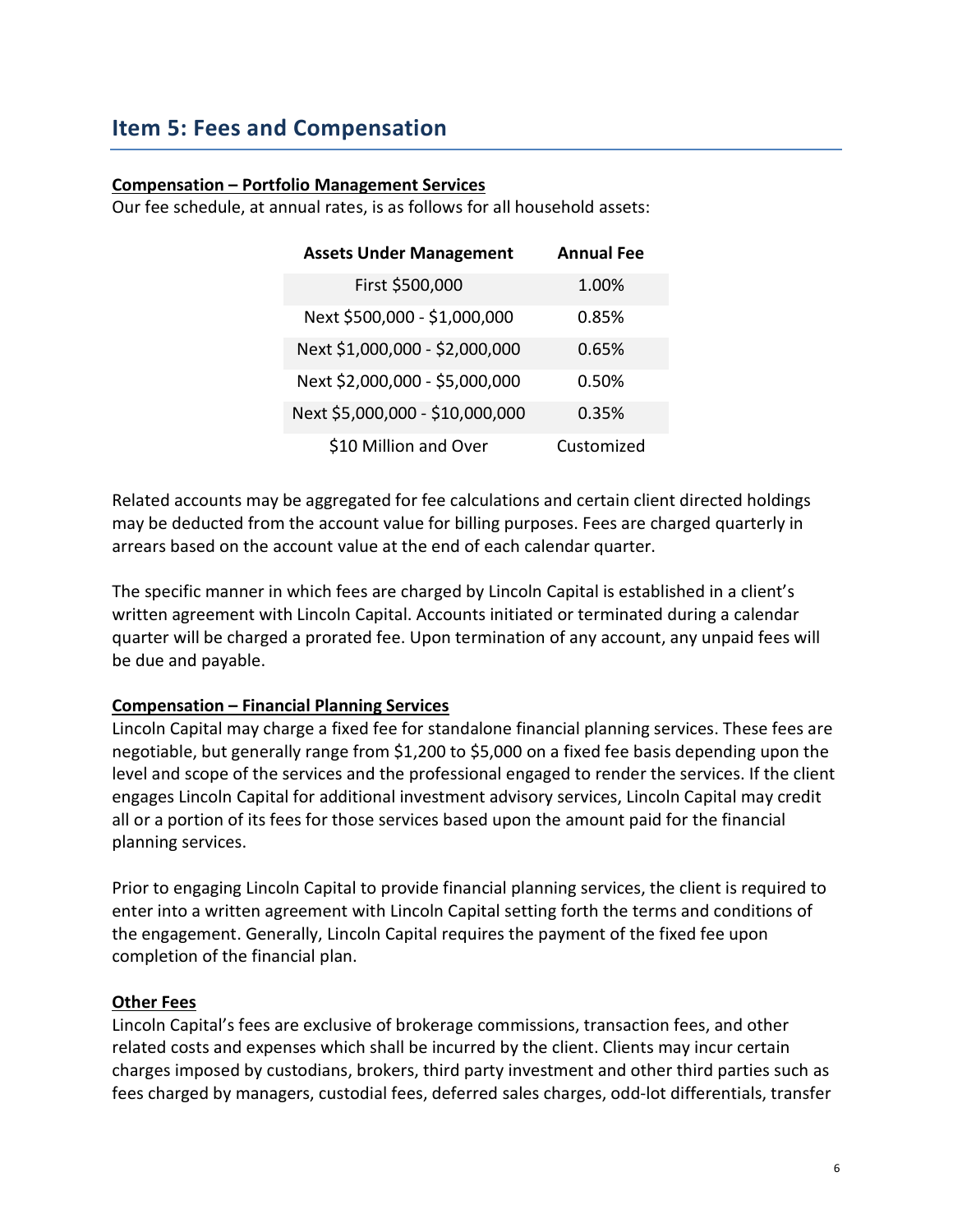## Item 5: Fees and Compensation

**Compensation – Portfolio Management Services**

Our fee schedule, at annual rates, is as follows for all household assets:

| Assets Under Management | Annual Fee |
|---|---|
| First $500,000 | 1.00% |
| Next $500,000 - $1,000,000 | 0.85% |
| Next $1,000,000 - $2,000,000 | 0.65% |
| Next $2,000,000 - $5,000,000 | 0.50% |
| Next $5,000,000 - $10,000,000 | 0.35% |
| $10 Million and Over | Customized |

Related accounts may be aggregated for fee calculations and certain client directed holdings may be deducted from the account value for billing purposes. Fees are charged quarterly in arrears based on the account value at the end of each calendar quarter.

The specific manner in which fees are charged by Lincoln Capital is established in a client's written agreement with Lincoln Capital. Accounts initiated or terminated during a calendar quarter will be charged a prorated fee. Upon termination of any account, any unpaid fees will be due and payable.

**Compensation – Financial Planning Services**

Lincoln Capital may charge a fixed fee for standalone financial planning services. These fees are negotiable, but generally range from $1,200 to $5,000 on a fixed fee basis depending upon the level and scope of the services and the professional engaged to render the services. If the client engages Lincoln Capital for additional investment advisory services, Lincoln Capital may credit all or a portion of its fees for those services based upon the amount paid for the financial planning services.

Prior to engaging Lincoln Capital to provide financial planning services, the client is required to enter into a written agreement with Lincoln Capital setting forth the terms and conditions of the engagement. Generally, Lincoln Capital requires the payment of the fixed fee upon completion of the financial plan.

**Other Fees**

Lincoln Capital's fees are exclusive of brokerage commissions, transaction fees, and other related costs and expenses which shall be incurred by the client. Clients may incur certain charges imposed by custodians, brokers, third party investment and other third parties such as fees charged by managers, custodial fees, deferred sales charges, odd-lot differentials, transfer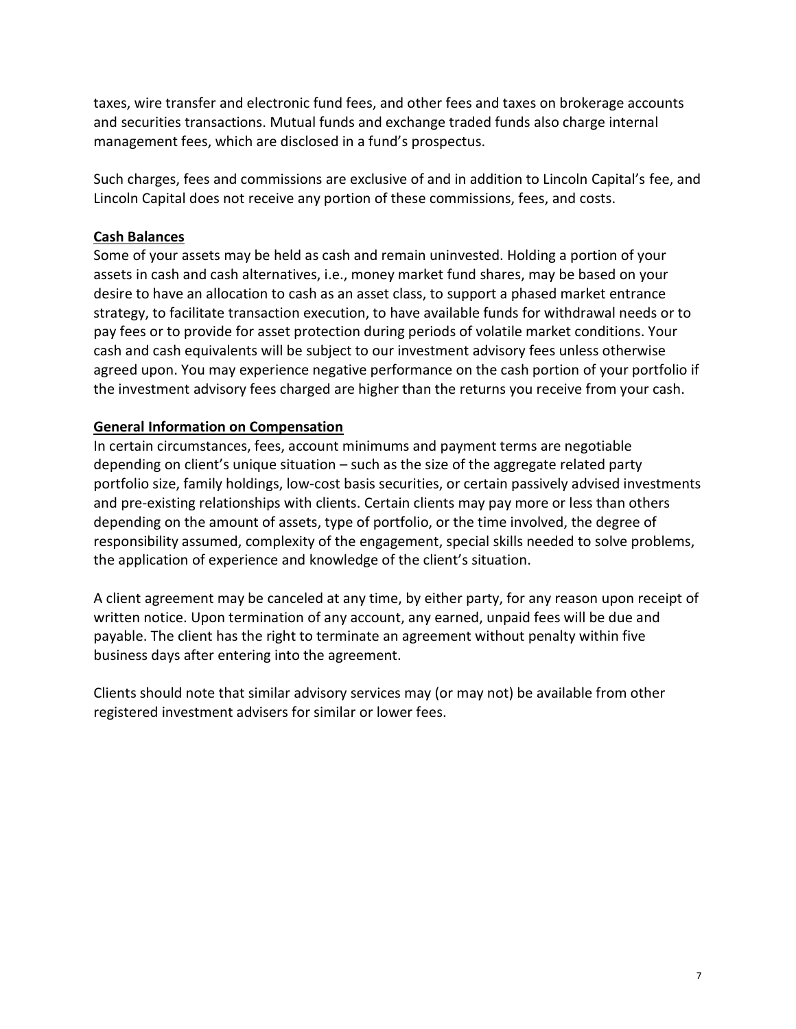taxes, wire transfer and electronic fund fees, and other fees and taxes on brokerage accounts and securities transactions. Mutual funds and exchange traded funds also charge internal management fees, which are disclosed in a fund's prospectus.

Such charges, fees and commissions are exclusive of and in addition to Lincoln Capital's fee, and Lincoln Capital does not receive any portion of these commissions, fees, and costs.

**Cash Balances**

Some of your assets may be held as cash and remain uninvested. Holding a portion of your assets in cash and cash alternatives, i.e., money market fund shares, may be based on your desire to have an allocation to cash as an asset class, to support a phased market entrance strategy, to facilitate transaction execution, to have available funds for withdrawal needs or to pay fees or to provide for asset protection during periods of volatile market conditions. Your cash and cash equivalents will be subject to our investment advisory fees unless otherwise agreed upon. You may experience negative performance on the cash portion of your portfolio if the investment advisory fees charged are higher than the returns you receive from your cash.

**General Information on Compensation**

In certain circumstances, fees, account minimums and payment terms are negotiable depending on client's unique situation – such as the size of the aggregate related party portfolio size, family holdings, low-cost basis securities, or certain passively advised investments and pre-existing relationships with clients. Certain clients may pay more or less than others depending on the amount of assets, type of portfolio, or the time involved, the degree of responsibility assumed, complexity of the engagement, special skills needed to solve problems, the application of experience and knowledge of the client's situation.

A client agreement may be canceled at any time, by either party, for any reason upon receipt of written notice. Upon termination of any account, any earned, unpaid fees will be due and payable. The client has the right to terminate an agreement without penalty within five business days after entering into the agreement.

Clients should note that similar advisory services may (or may not) be available from other registered investment advisers for similar or lower fees.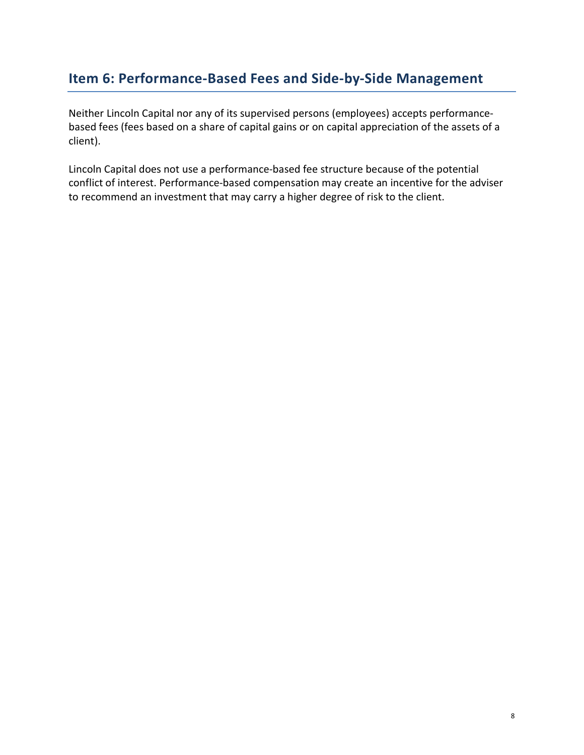## Item 6: Performance-Based Fees and Side-by-Side Management

Neither Lincoln Capital nor any of its supervised persons (employees) accepts performance-based fees (fees based on a share of capital gains or on capital appreciation of the assets of a client).

Lincoln Capital does not use a performance-based fee structure because of the potential conflict of interest. Performance-based compensation may create an incentive for the adviser to recommend an investment that may carry a higher degree of risk to the client.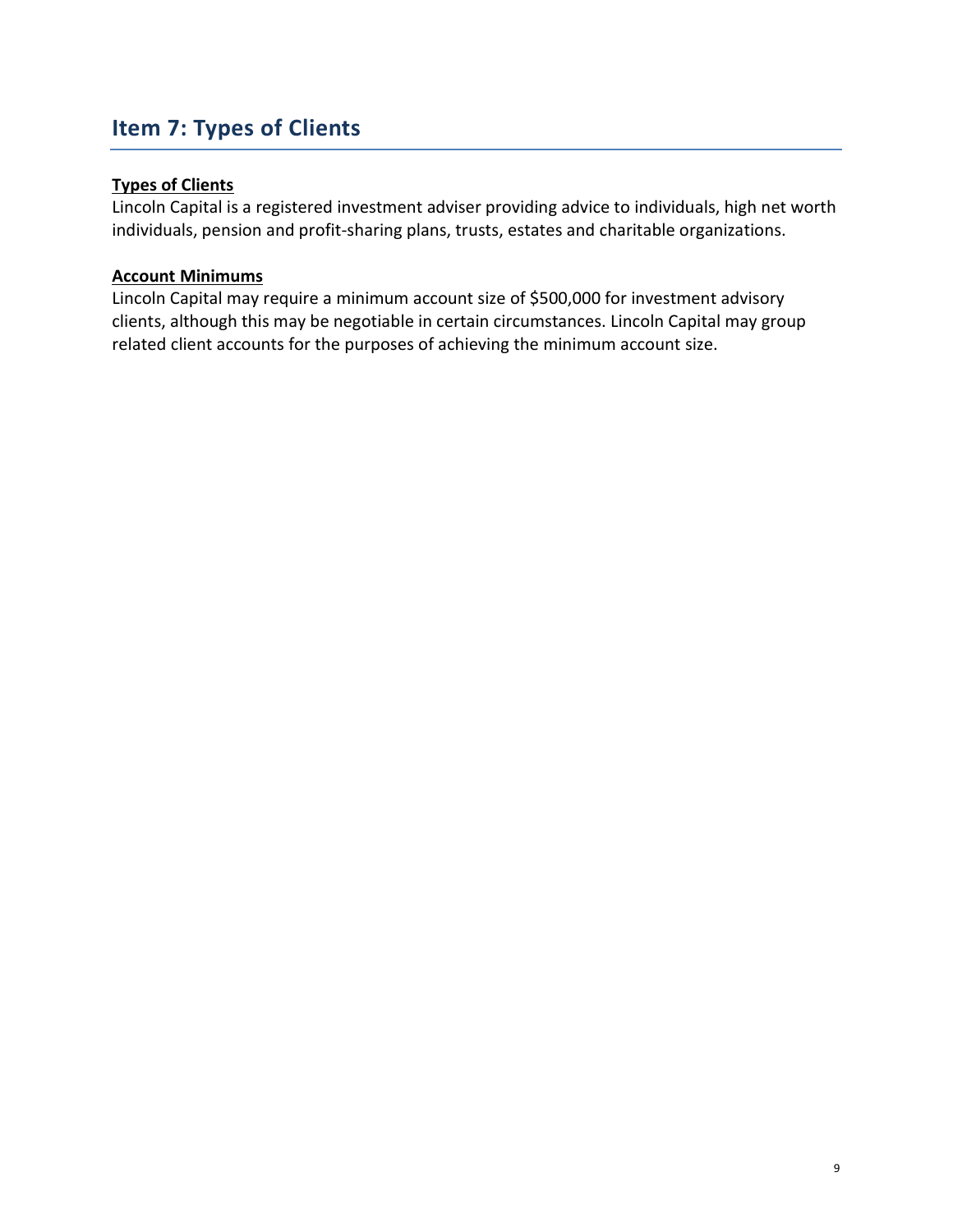## Item 7: Types of Clients

**Types of Clients**

Lincoln Capital is a registered investment adviser providing advice to individuals, high net worth individuals, pension and profit-sharing plans, trusts, estates and charitable organizations.

**Account Minimums**

Lincoln Capital may require a minimum account size of $500,000 for investment advisory clients, although this may be negotiable in certain circumstances. Lincoln Capital may group related client accounts for the purposes of achieving the minimum account size.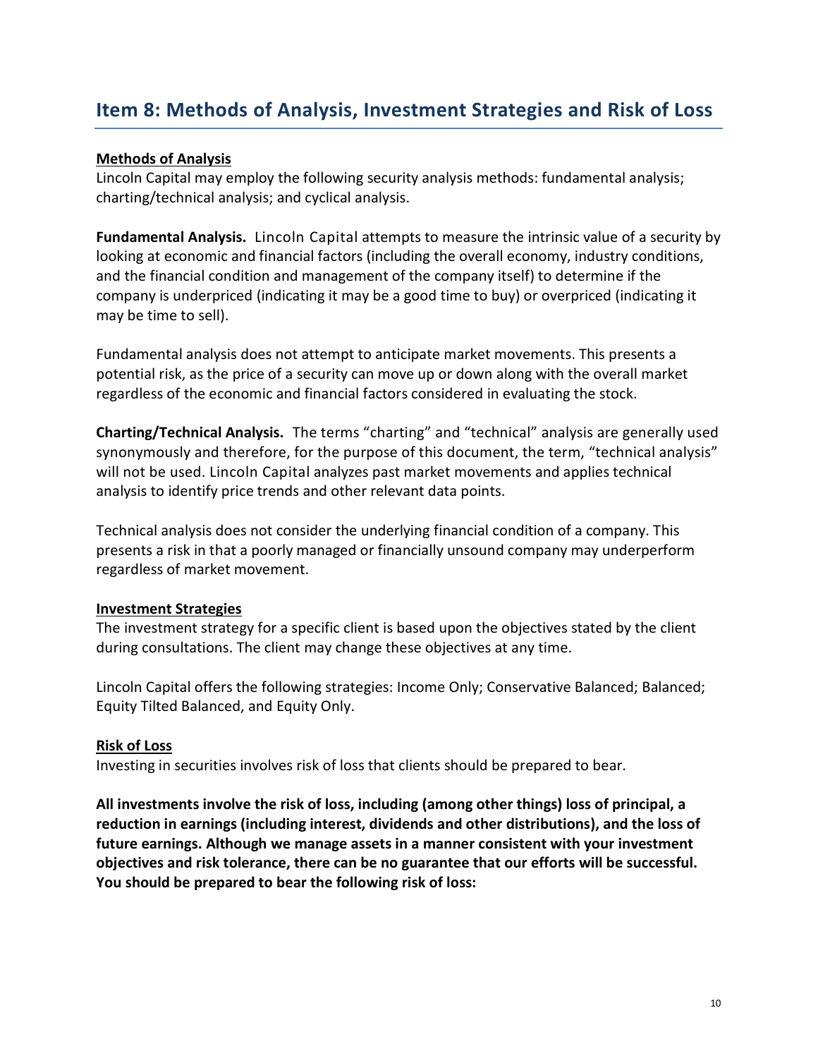## Item 8: Methods of Analysis, Investment Strategies and Risk of Loss

**Methods of Analysis**

Lincoln Capital may employ the following security analysis methods: fundamental analysis; charting/technical analysis; and cyclical analysis.

**Fundamental Analysis.** Lincoln Capital attempts to measure the intrinsic value of a security by looking at economic and financial factors (including the overall economy, industry conditions, and the financial condition and management of the company itself) to determine if the company is underpriced (indicating it may be a good time to buy) or overpriced (indicating it may be time to sell).

Fundamental analysis does not attempt to anticipate market movements. This presents a potential risk, as the price of a security can move up or down along with the overall market regardless of the economic and financial factors considered in evaluating the stock.

**Charting/Technical Analysis.** The terms "charting" and "technical" analysis are generally used synonymously and therefore, for the purpose of this document, the term, "technical analysis" will not be used. Lincoln Capital analyzes past market movements and applies technical analysis to identify price trends and other relevant data points.

Technical analysis does not consider the underlying financial condition of a company. This presents a risk in that a poorly managed or financially unsound company may underperform regardless of market movement.

**Investment Strategies**

The investment strategy for a specific client is based upon the objectives stated by the client during consultations. The client may change these objectives at any time.

Lincoln Capital offers the following strategies: Income Only; Conservative Balanced; Balanced; Equity Tilted Balanced, and Equity Only.

**Risk of Loss**

Investing in securities involves risk of loss that clients should be prepared to bear.

**All investments involve the risk of loss, including (among other things) loss of principal, a reduction in earnings (including interest, dividends and other distributions), and the loss of future earnings. Although we manage assets in a manner consistent with your investment objectives and risk tolerance, there can be no guarantee that our efforts will be successful. You should be prepared to bear the following risk of loss:**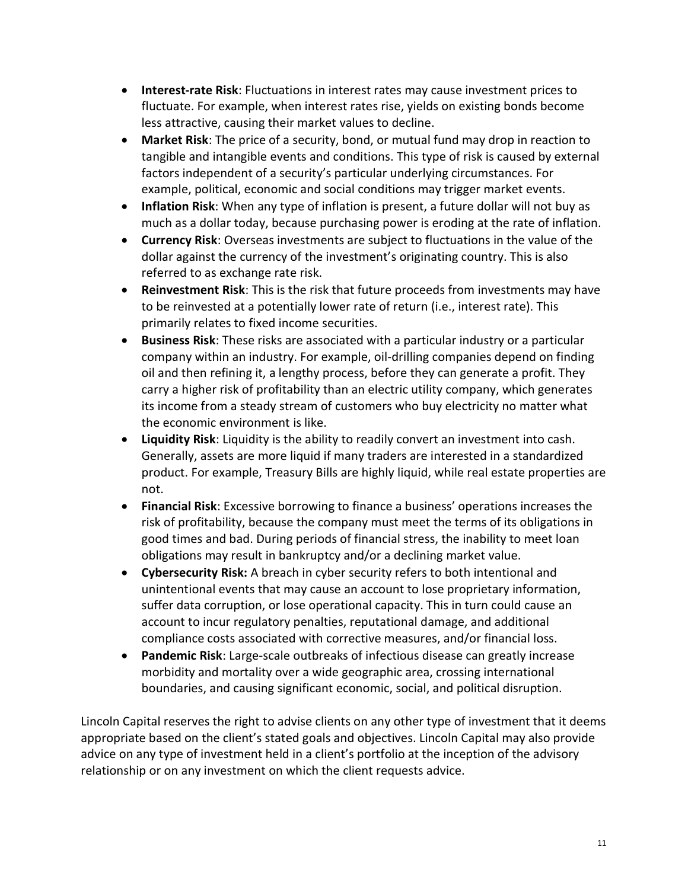- **Interest-rate Risk**: Fluctuations in interest rates may cause investment prices to fluctuate. For example, when interest rates rise, yields on existing bonds become less attractive, causing their market values to decline.
- **Market Risk**: The price of a security, bond, or mutual fund may drop in reaction to tangible and intangible events and conditions. This type of risk is caused by external factors independent of a security's particular underlying circumstances. For example, political, economic and social conditions may trigger market events.
- **Inflation Risk**: When any type of inflation is present, a future dollar will not buy as much as a dollar today, because purchasing power is eroding at the rate of inflation.
- **Currency Risk**: Overseas investments are subject to fluctuations in the value of the dollar against the currency of the investment's originating country. This is also referred to as exchange rate risk.
- **Reinvestment Risk**: This is the risk that future proceeds from investments may have to be reinvested at a potentially lower rate of return (i.e., interest rate). This primarily relates to fixed income securities.
- **Business Risk**: These risks are associated with a particular industry or a particular company within an industry. For example, oil-drilling companies depend on finding oil and then refining it, a lengthy process, before they can generate a profit. They carry a higher risk of profitability than an electric utility company, which generates its income from a steady stream of customers who buy electricity no matter what the economic environment is like.
- **Liquidity Risk**: Liquidity is the ability to readily convert an investment into cash. Generally, assets are more liquid if many traders are interested in a standardized product. For example, Treasury Bills are highly liquid, while real estate properties are not.
- **Financial Risk**: Excessive borrowing to finance a business' operations increases the risk of profitability, because the company must meet the terms of its obligations in good times and bad. During periods of financial stress, the inability to meet loan obligations may result in bankruptcy and/or a declining market value.
- **Cybersecurity Risk:** A breach in cyber security refers to both intentional and unintentional events that may cause an account to lose proprietary information, suffer data corruption, or lose operational capacity. This in turn could cause an account to incur regulatory penalties, reputational damage, and additional compliance costs associated with corrective measures, and/or financial loss.
- **Pandemic Risk**: Large-scale outbreaks of infectious disease can greatly increase morbidity and mortality over a wide geographic area, crossing international boundaries, and causing significant economic, social, and political disruption.

Lincoln Capital reserves the right to advise clients on any other type of investment that it deems appropriate based on the client's stated goals and objectives. Lincoln Capital may also provide advice on any type of investment held in a client's portfolio at the inception of the advisory relationship or on any investment on which the client requests advice.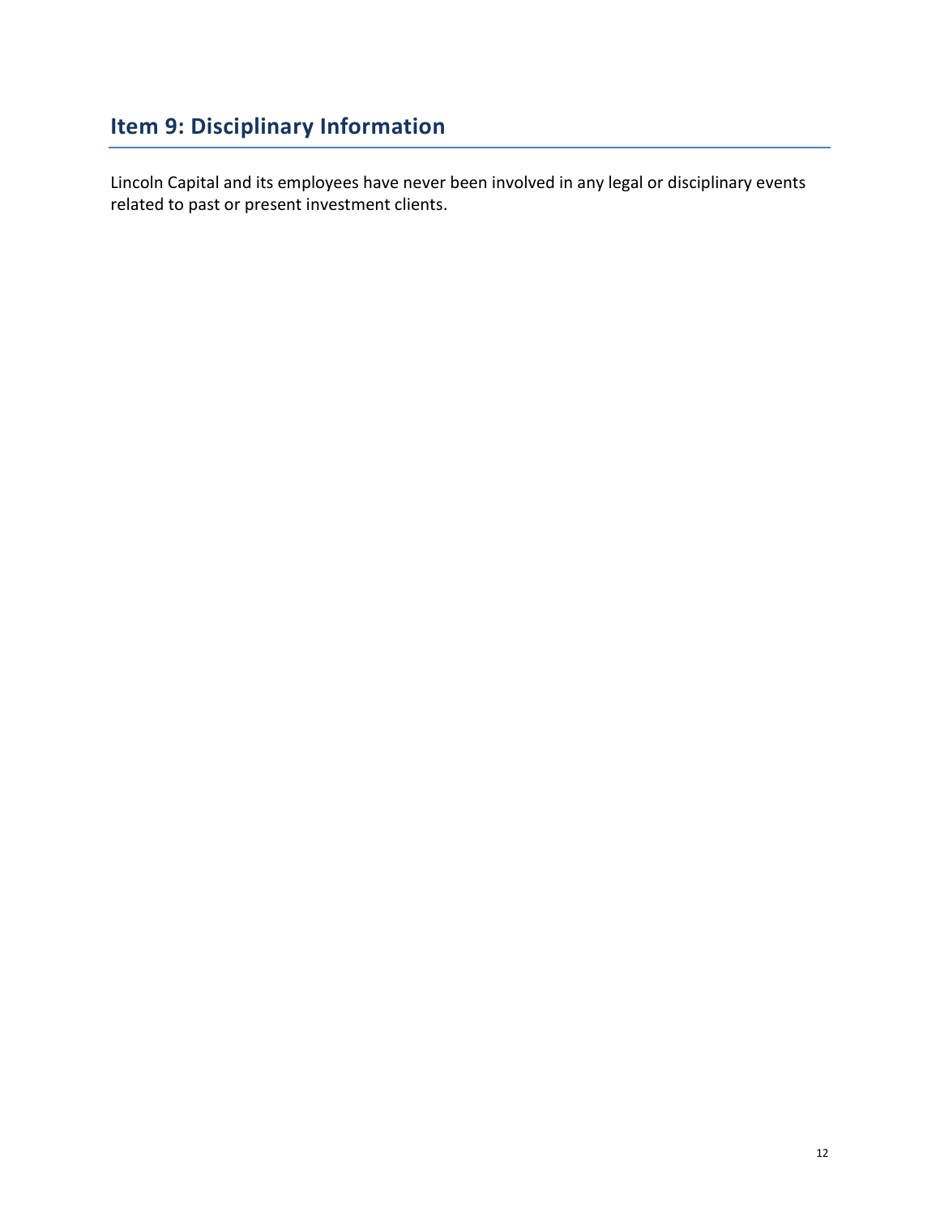## Item 9: Disciplinary Information

Lincoln Capital and its employees have never been involved in any legal or disciplinary events related to past or present investment clients.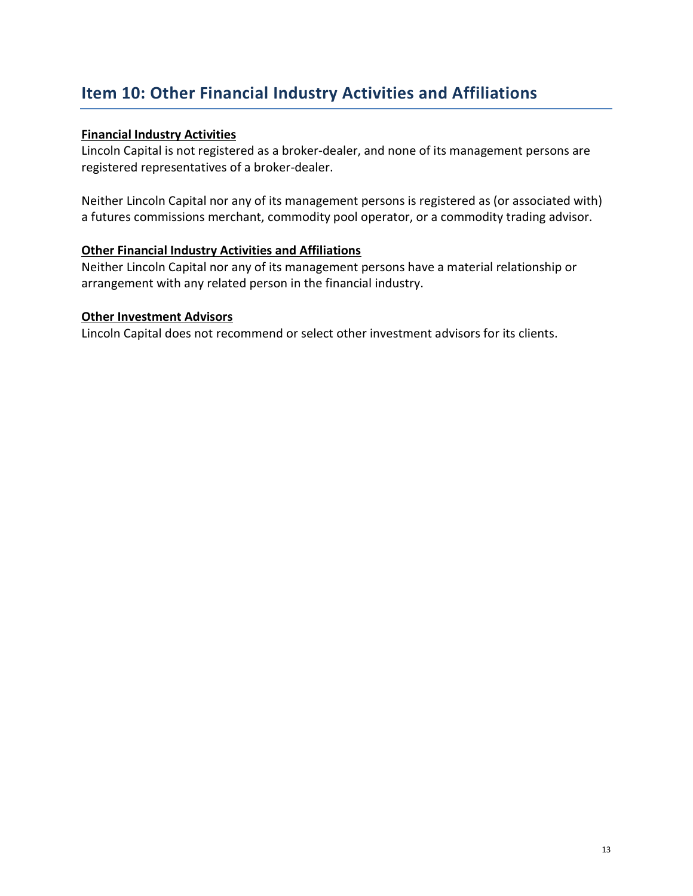## Item 10: Other Financial Industry Activities and Affiliations

**Financial Industry Activities**

Lincoln Capital is not registered as a broker-dealer, and none of its management persons are registered representatives of a broker-dealer.

Neither Lincoln Capital nor any of its management persons is registered as (or associated with) a futures commissions merchant, commodity pool operator, or a commodity trading advisor.

**Other Financial Industry Activities and Affiliations**

Neither Lincoln Capital nor any of its management persons have a material relationship or arrangement with any related person in the financial industry.

**Other Investment Advisors**

Lincoln Capital does not recommend or select other investment advisors for its clients.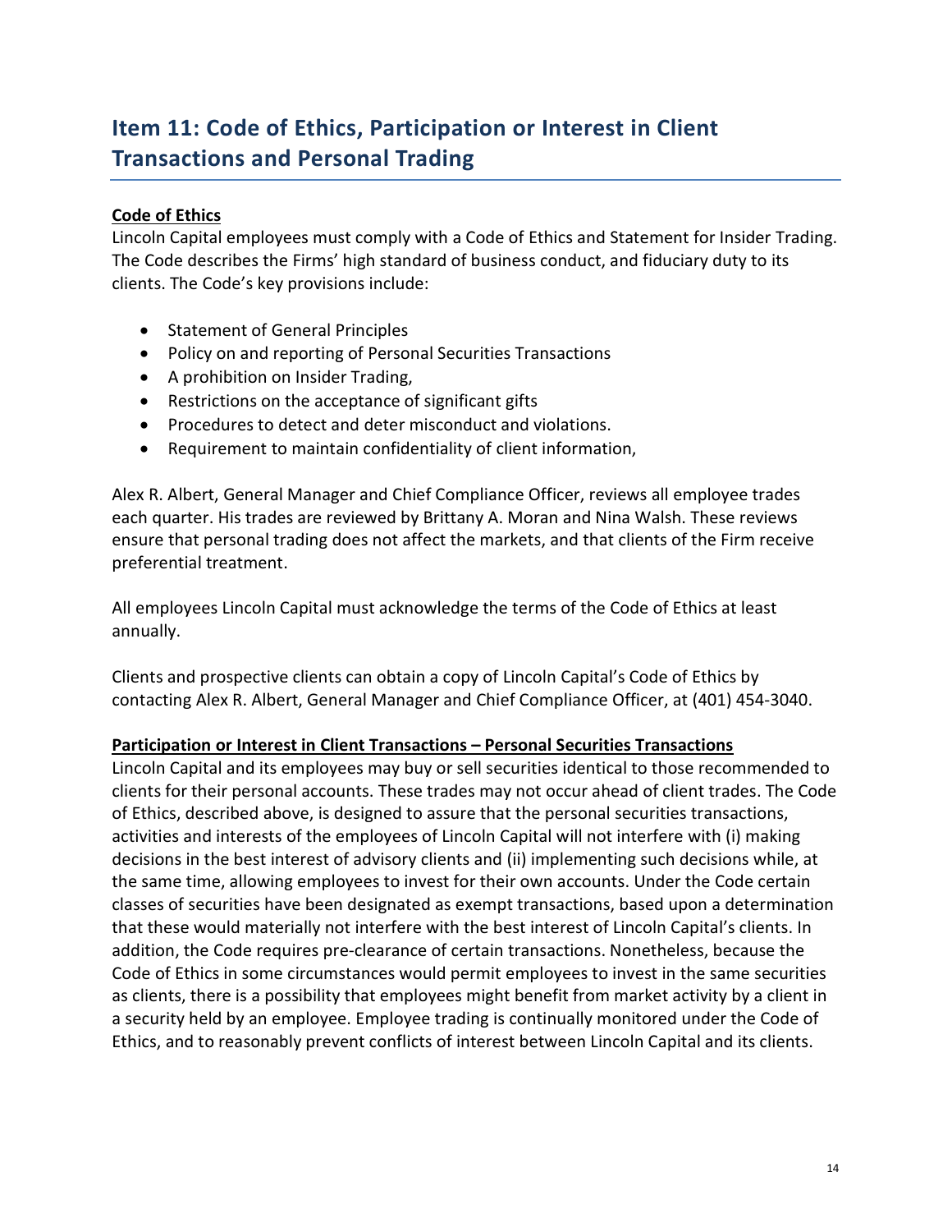## Item 11: Code of Ethics, Participation or Interest in Client Transactions and Personal Trading

**Code of Ethics**

Lincoln Capital employees must comply with a Code of Ethics and Statement for Insider Trading. The Code describes the Firms' high standard of business conduct, and fiduciary duty to its clients. The Code's key provisions include:

- Statement of General Principles
- Policy on and reporting of Personal Securities Transactions
- A prohibition on Insider Trading,
- Restrictions on the acceptance of significant gifts
- Procedures to detect and deter misconduct and violations.
- Requirement to maintain confidentiality of client information,

Alex R. Albert, General Manager and Chief Compliance Officer, reviews all employee trades each quarter. His trades are reviewed by Brittany A. Moran and Nina Walsh. These reviews ensure that personal trading does not affect the markets, and that clients of the Firm receive preferential treatment.

All employees Lincoln Capital must acknowledge the terms of the Code of Ethics at least annually.

Clients and prospective clients can obtain a copy of Lincoln Capital's Code of Ethics by contacting Alex R. Albert, General Manager and Chief Compliance Officer, at (401) 454-3040.

**Participation or Interest in Client Transactions – Personal Securities Transactions**

Lincoln Capital and its employees may buy or sell securities identical to those recommended to clients for their personal accounts. These trades may not occur ahead of client trades. The Code of Ethics, described above, is designed to assure that the personal securities transactions, activities and interests of the employees of Lincoln Capital will not interfere with (i) making decisions in the best interest of advisory clients and (ii) implementing such decisions while, at the same time, allowing employees to invest for their own accounts. Under the Code certain classes of securities have been designated as exempt transactions, based upon a determination that these would materially not interfere with the best interest of Lincoln Capital's clients. In addition, the Code requires pre-clearance of certain transactions. Nonetheless, because the Code of Ethics in some circumstances would permit employees to invest in the same securities as clients, there is a possibility that employees might benefit from market activity by a client in a security held by an employee. Employee trading is continually monitored under the Code of Ethics, and to reasonably prevent conflicts of interest between Lincoln Capital and its clients.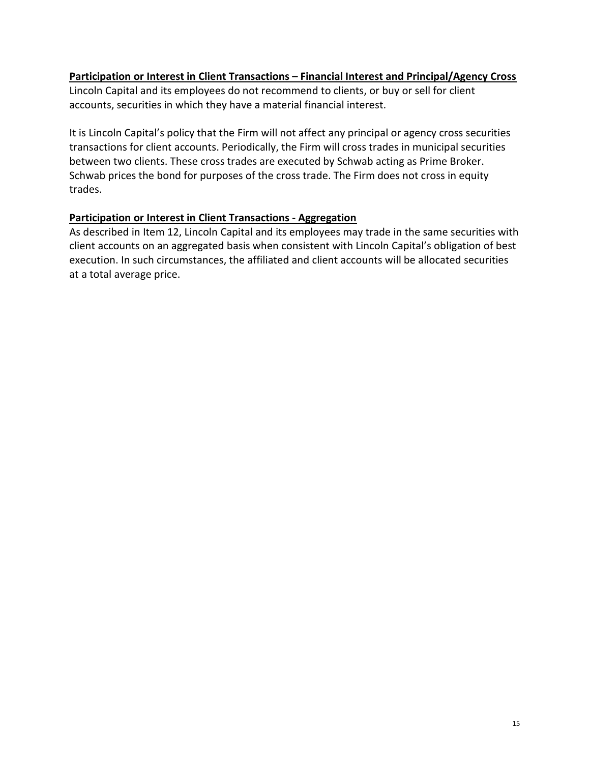**Participation or Interest in Client Transactions – Financial Interest and Principal/Agency Cross**

Lincoln Capital and its employees do not recommend to clients, or buy or sell for client accounts, securities in which they have a material financial interest.

It is Lincoln Capital's policy that the Firm will not affect any principal or agency cross securities transactions for client accounts. Periodically, the Firm will cross trades in municipal securities between two clients. These cross trades are executed by Schwab acting as Prime Broker. Schwab prices the bond for purposes of the cross trade. The Firm does not cross in equity trades.

**Participation or Interest in Client Transactions - Aggregation**

As described in Item 12, Lincoln Capital and its employees may trade in the same securities with client accounts on an aggregated basis when consistent with Lincoln Capital's obligation of best execution. In such circumstances, the affiliated and client accounts will be allocated securities at a total average price.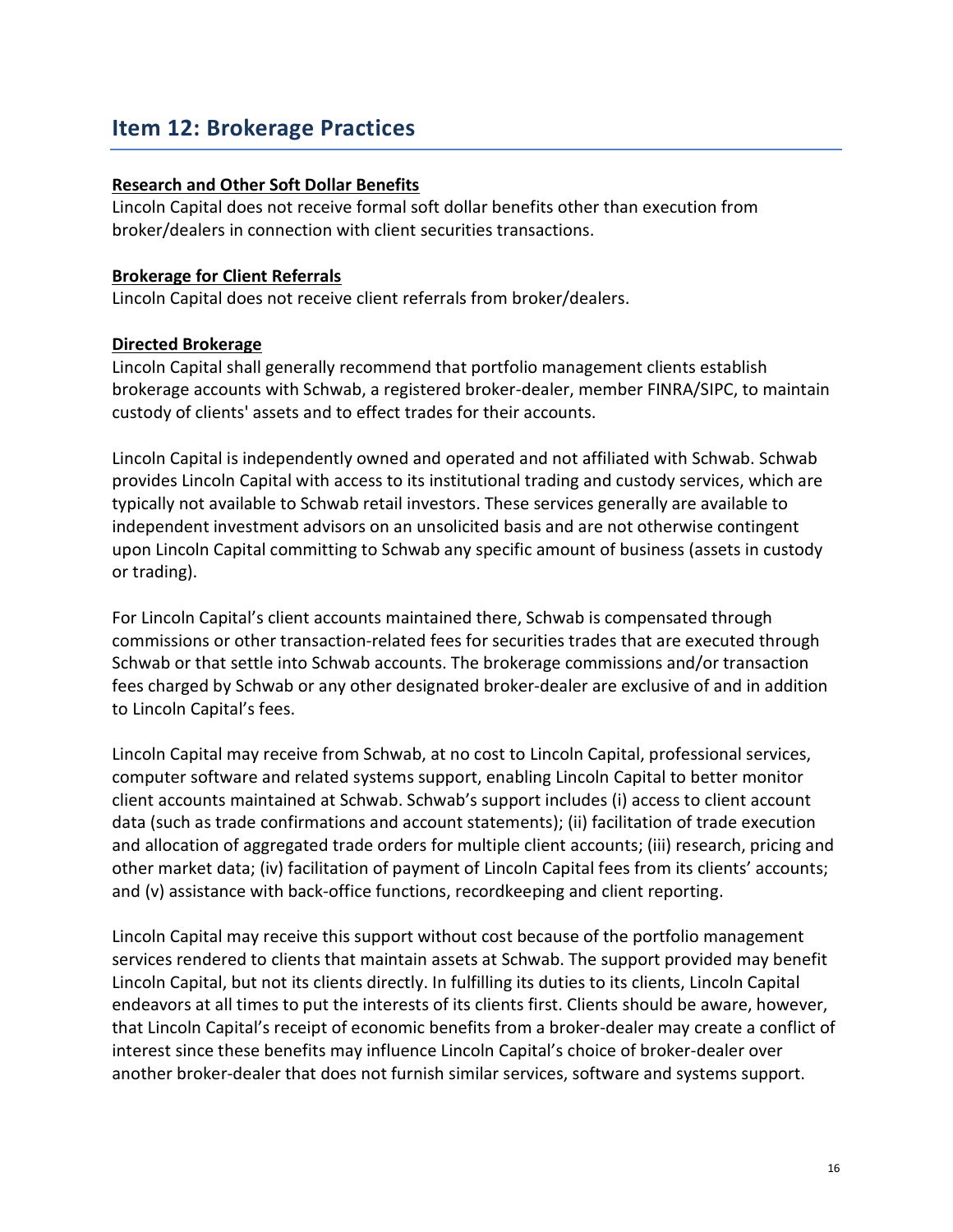## Item 12: Brokerage Practices

**Research and Other Soft Dollar Benefits**

Lincoln Capital does not receive formal soft dollar benefits other than execution from broker/dealers in connection with client securities transactions.

**Brokerage for Client Referrals**

Lincoln Capital does not receive client referrals from broker/dealers.

**Directed Brokerage**

Lincoln Capital shall generally recommend that portfolio management clients establish brokerage accounts with Schwab, a registered broker-dealer, member FINRA/SIPC, to maintain custody of clients' assets and to effect trades for their accounts.

Lincoln Capital is independently owned and operated and not affiliated with Schwab. Schwab provides Lincoln Capital with access to its institutional trading and custody services, which are typically not available to Schwab retail investors. These services generally are available to independent investment advisors on an unsolicited basis and are not otherwise contingent upon Lincoln Capital committing to Schwab any specific amount of business (assets in custody or trading).

For Lincoln Capital's client accounts maintained there, Schwab is compensated through commissions or other transaction-related fees for securities trades that are executed through Schwab or that settle into Schwab accounts. The brokerage commissions and/or transaction fees charged by Schwab or any other designated broker-dealer are exclusive of and in addition to Lincoln Capital's fees.

Lincoln Capital may receive from Schwab, at no cost to Lincoln Capital, professional services, computer software and related systems support, enabling Lincoln Capital to better monitor client accounts maintained at Schwab. Schwab's support includes (i) access to client account data (such as trade confirmations and account statements); (ii) facilitation of trade execution and allocation of aggregated trade orders for multiple client accounts; (iii) research, pricing and other market data; (iv) facilitation of payment of Lincoln Capital fees from its clients' accounts; and (v) assistance with back-office functions, recordkeeping and client reporting.

Lincoln Capital may receive this support without cost because of the portfolio management services rendered to clients that maintain assets at Schwab. The support provided may benefit Lincoln Capital, but not its clients directly. In fulfilling its duties to its clients, Lincoln Capital endeavors at all times to put the interests of its clients first. Clients should be aware, however, that Lincoln Capital's receipt of economic benefits from a broker-dealer may create a conflict of interest since these benefits may influence Lincoln Capital's choice of broker-dealer over another broker-dealer that does not furnish similar services, software and systems support.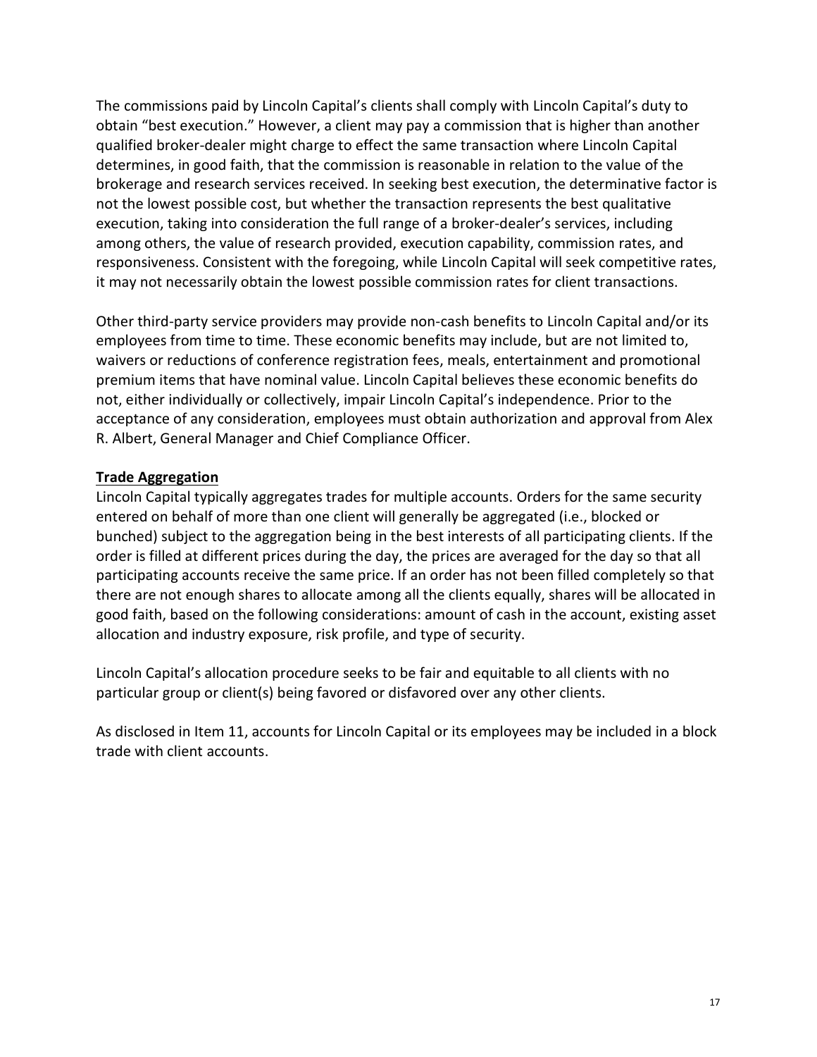The commissions paid by Lincoln Capital's clients shall comply with Lincoln Capital's duty to obtain "best execution." However, a client may pay a commission that is higher than another qualified broker-dealer might charge to effect the same transaction where Lincoln Capital determines, in good faith, that the commission is reasonable in relation to the value of the brokerage and research services received. In seeking best execution, the determinative factor is not the lowest possible cost, but whether the transaction represents the best qualitative execution, taking into consideration the full range of a broker-dealer's services, including among others, the value of research provided, execution capability, commission rates, and responsiveness. Consistent with the foregoing, while Lincoln Capital will seek competitive rates, it may not necessarily obtain the lowest possible commission rates for client transactions.

Other third-party service providers may provide non-cash benefits to Lincoln Capital and/or its employees from time to time. These economic benefits may include, but are not limited to, waivers or reductions of conference registration fees, meals, entertainment and promotional premium items that have nominal value. Lincoln Capital believes these economic benefits do not, either individually or collectively, impair Lincoln Capital's independence. Prior to the acceptance of any consideration, employees must obtain authorization and approval from Alex R. Albert, General Manager and Chief Compliance Officer.

**Trade Aggregation**

Lincoln Capital typically aggregates trades for multiple accounts. Orders for the same security entered on behalf of more than one client will generally be aggregated (i.e., blocked or bunched) subject to the aggregation being in the best interests of all participating clients. If the order is filled at different prices during the day, the prices are averaged for the day so that all participating accounts receive the same price. If an order has not been filled completely so that there are not enough shares to allocate among all the clients equally, shares will be allocated in good faith, based on the following considerations: amount of cash in the account, existing asset allocation and industry exposure, risk profile, and type of security.

Lincoln Capital's allocation procedure seeks to be fair and equitable to all clients with no particular group or client(s) being favored or disfavored over any other clients.

As disclosed in Item 11, accounts for Lincoln Capital or its employees may be included in a block trade with client accounts.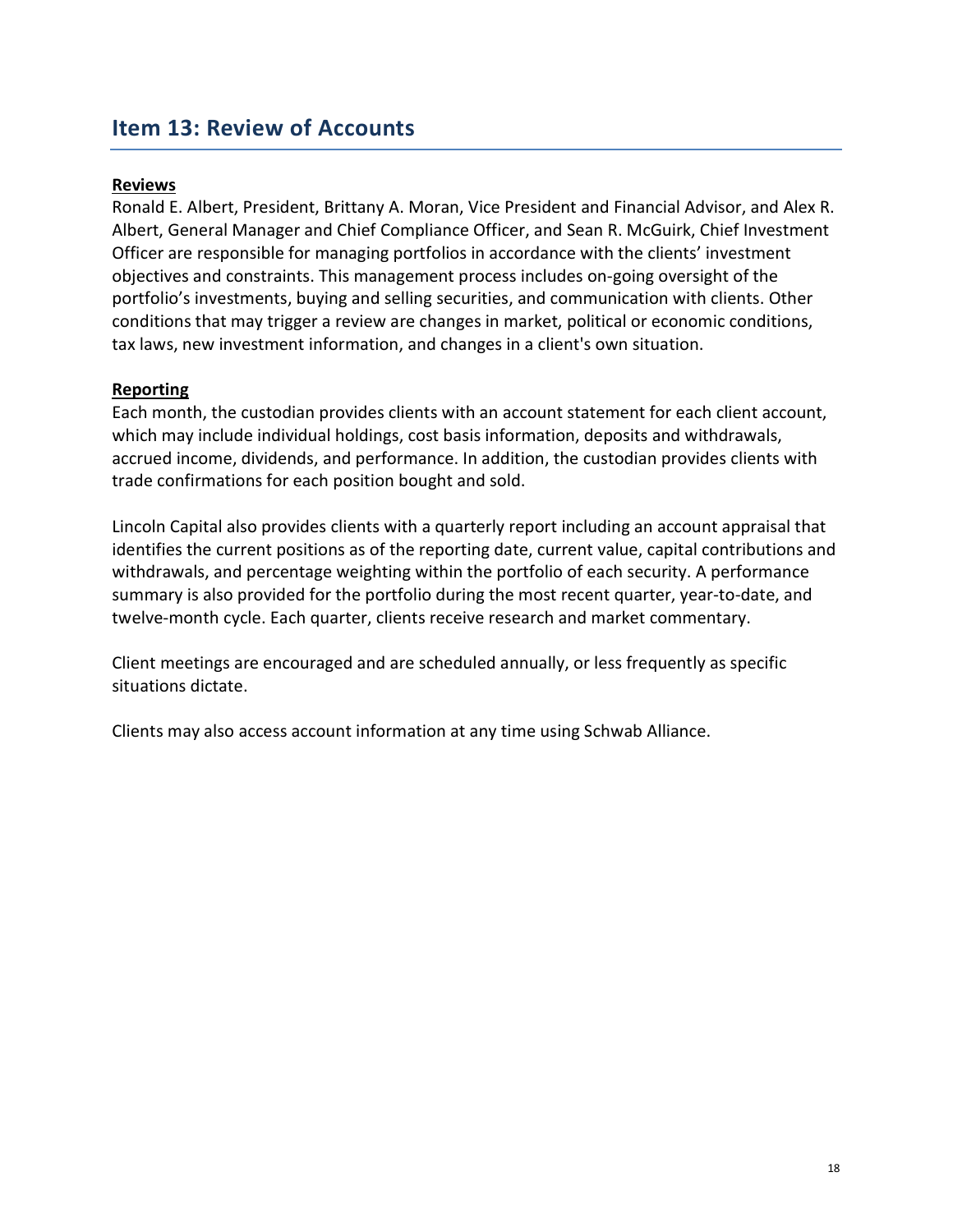## Item 13: Review of Accounts

**Reviews**

Ronald E. Albert, President, Brittany A. Moran, Vice President and Financial Advisor, and Alex R. Albert, General Manager and Chief Compliance Officer, and Sean R. McGuirk, Chief Investment Officer are responsible for managing portfolios in accordance with the clients' investment objectives and constraints. This management process includes on-going oversight of the portfolio's investments, buying and selling securities, and communication with clients. Other conditions that may trigger a review are changes in market, political or economic conditions, tax laws, new investment information, and changes in a client's own situation.

**Reporting**

Each month, the custodian provides clients with an account statement for each client account, which may include individual holdings, cost basis information, deposits and withdrawals, accrued income, dividends, and performance. In addition, the custodian provides clients with trade confirmations for each position bought and sold.

Lincoln Capital also provides clients with a quarterly report including an account appraisal that identifies the current positions as of the reporting date, current value, capital contributions and withdrawals, and percentage weighting within the portfolio of each security. A performance summary is also provided for the portfolio during the most recent quarter, year-to-date, and twelve-month cycle. Each quarter, clients receive research and market commentary.

Client meetings are encouraged and are scheduled annually, or less frequently as specific situations dictate.

Clients may also access account information at any time using Schwab Alliance.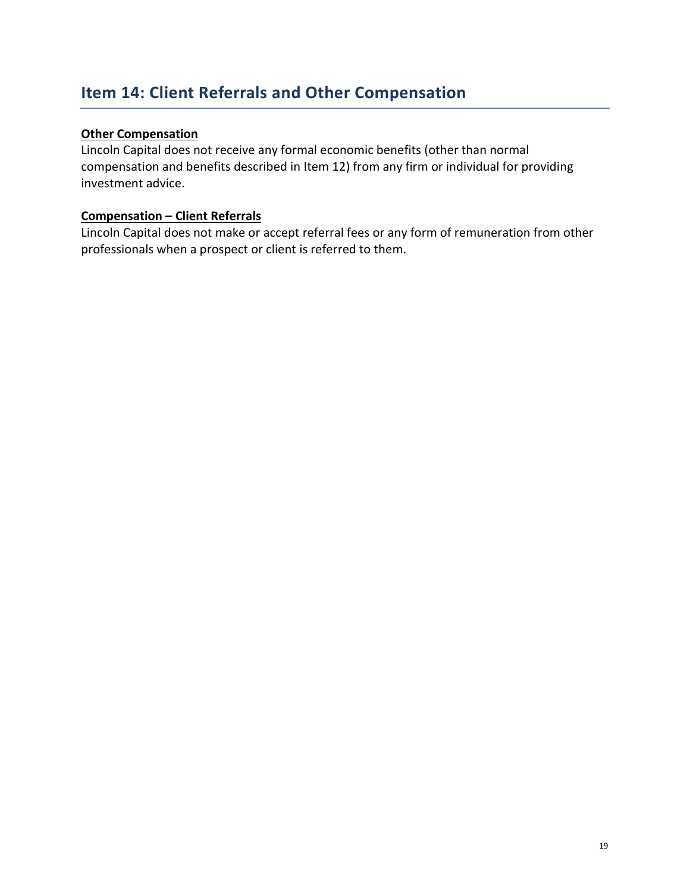## Item 14: Client Referrals and Other Compensation

**Other Compensation**

Lincoln Capital does not receive any formal economic benefits (other than normal compensation and benefits described in Item 12) from any firm or individual for providing investment advice.

**Compensation – Client Referrals**

Lincoln Capital does not make or accept referral fees or any form of remuneration from other professionals when a prospect or client is referred to them.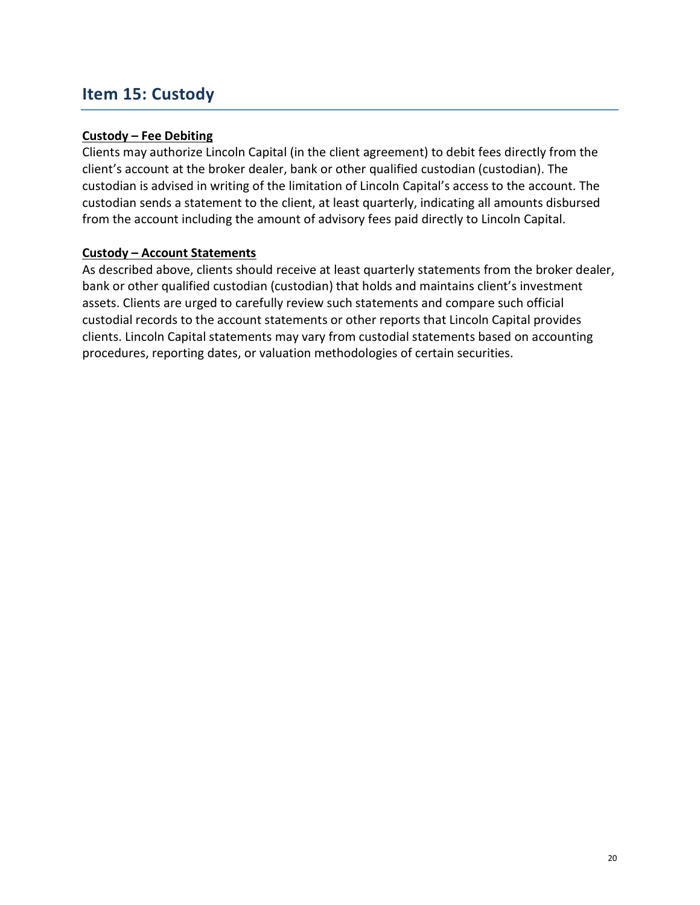## Item 15: Custody

**Custody – Fee Debiting**

Clients may authorize Lincoln Capital (in the client agreement) to debit fees directly from the client's account at the broker dealer, bank or other qualified custodian (custodian). The custodian is advised in writing of the limitation of Lincoln Capital's access to the account. The custodian sends a statement to the client, at least quarterly, indicating all amounts disbursed from the account including the amount of advisory fees paid directly to Lincoln Capital.

**Custody – Account Statements**

As described above, clients should receive at least quarterly statements from the broker dealer, bank or other qualified custodian (custodian) that holds and maintains client's investment assets. Clients are urged to carefully review such statements and compare such official custodial records to the account statements or other reports that Lincoln Capital provides clients. Lincoln Capital statements may vary from custodial statements based on accounting procedures, reporting dates, or valuation methodologies of certain securities.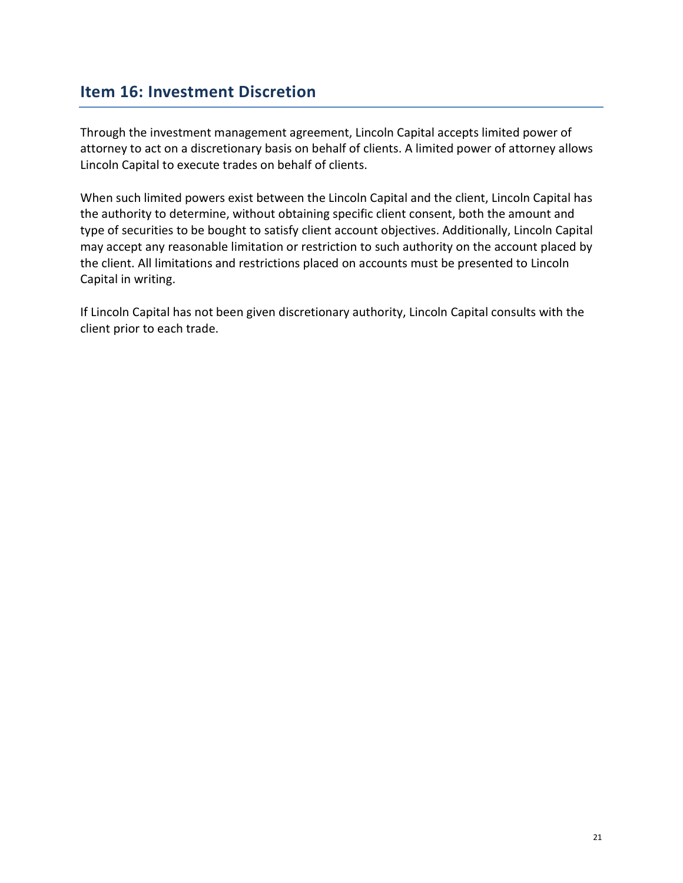## Item 16: Investment Discretion

Through the investment management agreement, Lincoln Capital accepts limited power of attorney to act on a discretionary basis on behalf of clients. A limited power of attorney allows Lincoln Capital to execute trades on behalf of clients.

When such limited powers exist between the Lincoln Capital and the client, Lincoln Capital has the authority to determine, without obtaining specific client consent, both the amount and type of securities to be bought to satisfy client account objectives. Additionally, Lincoln Capital may accept any reasonable limitation or restriction to such authority on the account placed by the client. All limitations and restrictions placed on accounts must be presented to Lincoln Capital in writing.

If Lincoln Capital has not been given discretionary authority, Lincoln Capital consults with the client prior to each trade.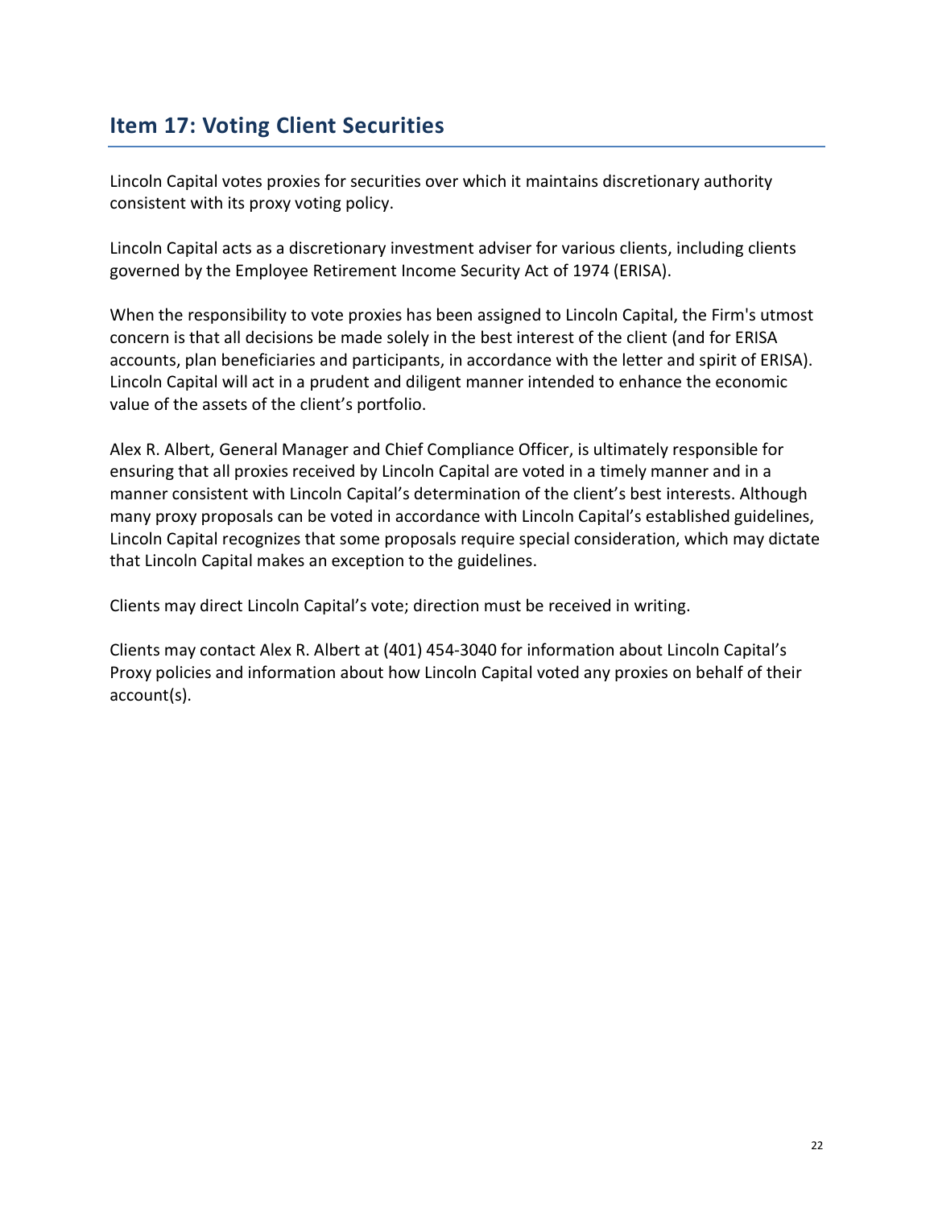## Item 17: Voting Client Securities

Lincoln Capital votes proxies for securities over which it maintains discretionary authority consistent with its proxy voting policy.

Lincoln Capital acts as a discretionary investment adviser for various clients, including clients governed by the Employee Retirement Income Security Act of 1974 (ERISA).

When the responsibility to vote proxies has been assigned to Lincoln Capital, the Firm's utmost concern is that all decisions be made solely in the best interest of the client (and for ERISA accounts, plan beneficiaries and participants, in accordance with the letter and spirit of ERISA). Lincoln Capital will act in a prudent and diligent manner intended to enhance the economic value of the assets of the client's portfolio.

Alex R. Albert, General Manager and Chief Compliance Officer, is ultimately responsible for ensuring that all proxies received by Lincoln Capital are voted in a timely manner and in a manner consistent with Lincoln Capital's determination of the client's best interests. Although many proxy proposals can be voted in accordance with Lincoln Capital's established guidelines, Lincoln Capital recognizes that some proposals require special consideration, which may dictate that Lincoln Capital makes an exception to the guidelines.

Clients may direct Lincoln Capital's vote; direction must be received in writing.

Clients may contact Alex R. Albert at (401) 454-3040 for information about Lincoln Capital's Proxy policies and information about how Lincoln Capital voted any proxies on behalf of their account(s).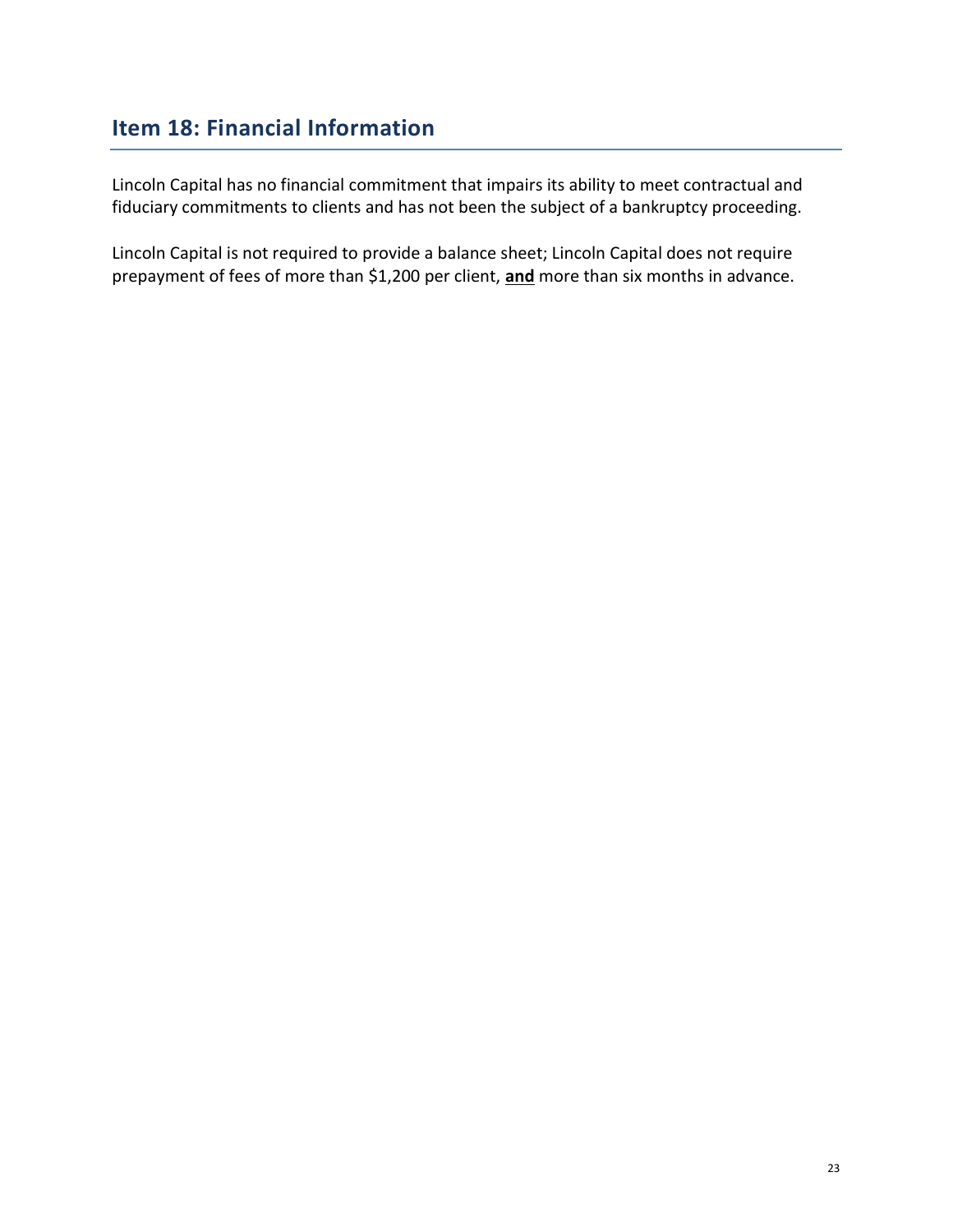## Item 18: Financial Information

Lincoln Capital has no financial commitment that impairs its ability to meet contractual and fiduciary commitments to clients and has not been the subject of a bankruptcy proceeding.

Lincoln Capital is not required to provide a balance sheet; Lincoln Capital does not require prepayment of fees of more than $1,200 per client, **and** more than six months in advance.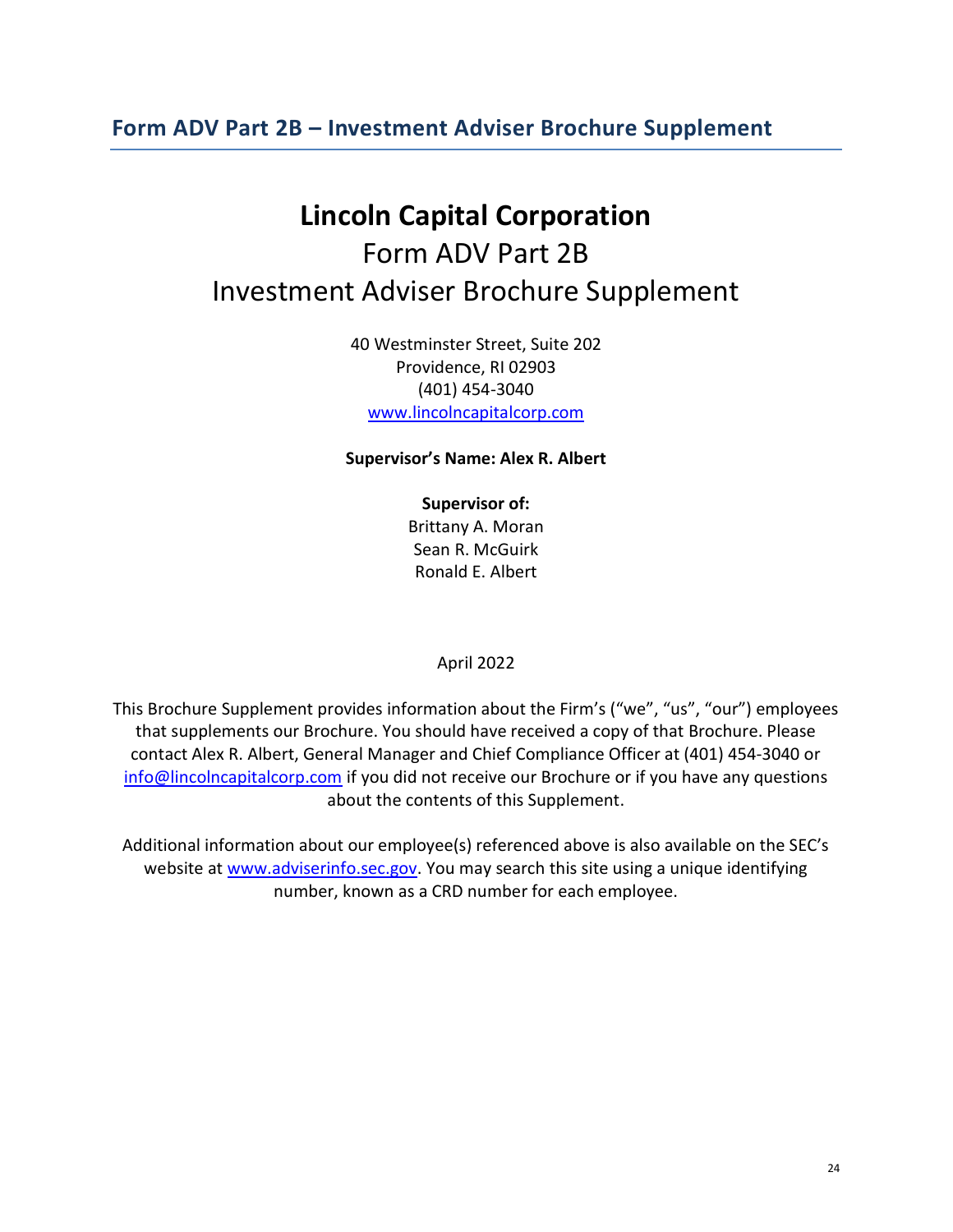## Form ADV Part 2B – Investment Adviser Brochure Supplement

# Lincoln Capital Corporation

Form ADV Part 2B

Investment Adviser Brochure Supplement

40 Westminster Street, Suite 202
Providence, RI 02903
(401) 454-3040
www.lincolncapitalcorp.com

**Supervisor's Name: Alex R. Albert**

**Supervisor of:**
Brittany A. Moran
Sean R. McGuirk
Ronald E. Albert

April 2022

This Brochure Supplement provides information about the Firm's ("we", "us", "our") employees that supplements our Brochure. You should have received a copy of that Brochure. Please contact Alex R. Albert, General Manager and Chief Compliance Officer at (401) 454-3040 or info@lincolncapitalcorp.com if you did not receive our Brochure or if you have any questions about the contents of this Supplement.

Additional information about our employee(s) referenced above is also available on the SEC's website at www.adviserinfo.sec.gov. You may search this site using a unique identifying number, known as a CRD number for each employee.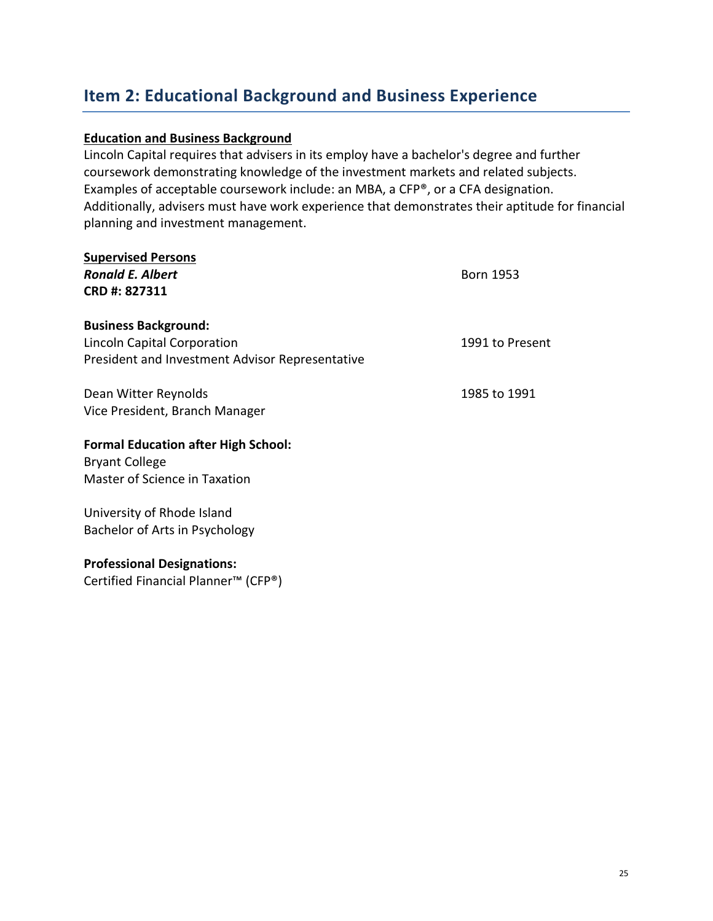## Item 2: Educational Background and Business Experience

**Education and Business Background**

Lincoln Capital requires that advisers in its employ have a bachelor's degree and further coursework demonstrating knowledge of the investment markets and related subjects. Examples of acceptable coursework include: an MBA, a CFP®, or a CFA designation. Additionally, advisers must have work experience that demonstrates their aptitude for financial planning and investment management.

**Supervised Persons**

***Ronald E. Albert*** — Born 1953

**CRD #: 827311**

**Business Background:**

Lincoln Capital Corporation — 1991 to Present
President and Investment Advisor Representative

Dean Witter Reynolds — 1985 to 1991
Vice President, Branch Manager

**Formal Education after High School:**

Bryant College
Master of Science in Taxation

University of Rhode Island
Bachelor of Arts in Psychology

**Professional Designations:**

Certified Financial Planner™ (CFP®)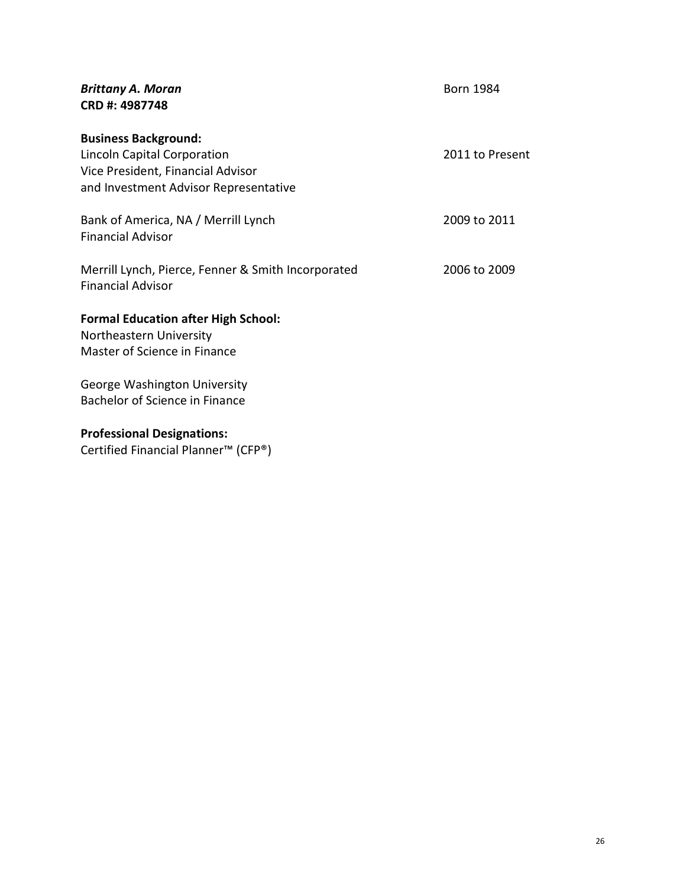***Brittany A. Moran*** Born 1984
**CRD #: 4987748**

**Business Background:**
Lincoln Capital Corporation 2011 to Present
Vice President, Financial Advisor
and Investment Advisor Representative

Bank of America, NA / Merrill Lynch 2009 to 2011
Financial Advisor

Merrill Lynch, Pierce, Fenner & Smith Incorporated 2006 to 2009
Financial Advisor

**Formal Education after High School:**
Northeastern University
Master of Science in Finance

George Washington University
Bachelor of Science in Finance

**Professional Designations:**
Certified Financial Planner™ (CFP®)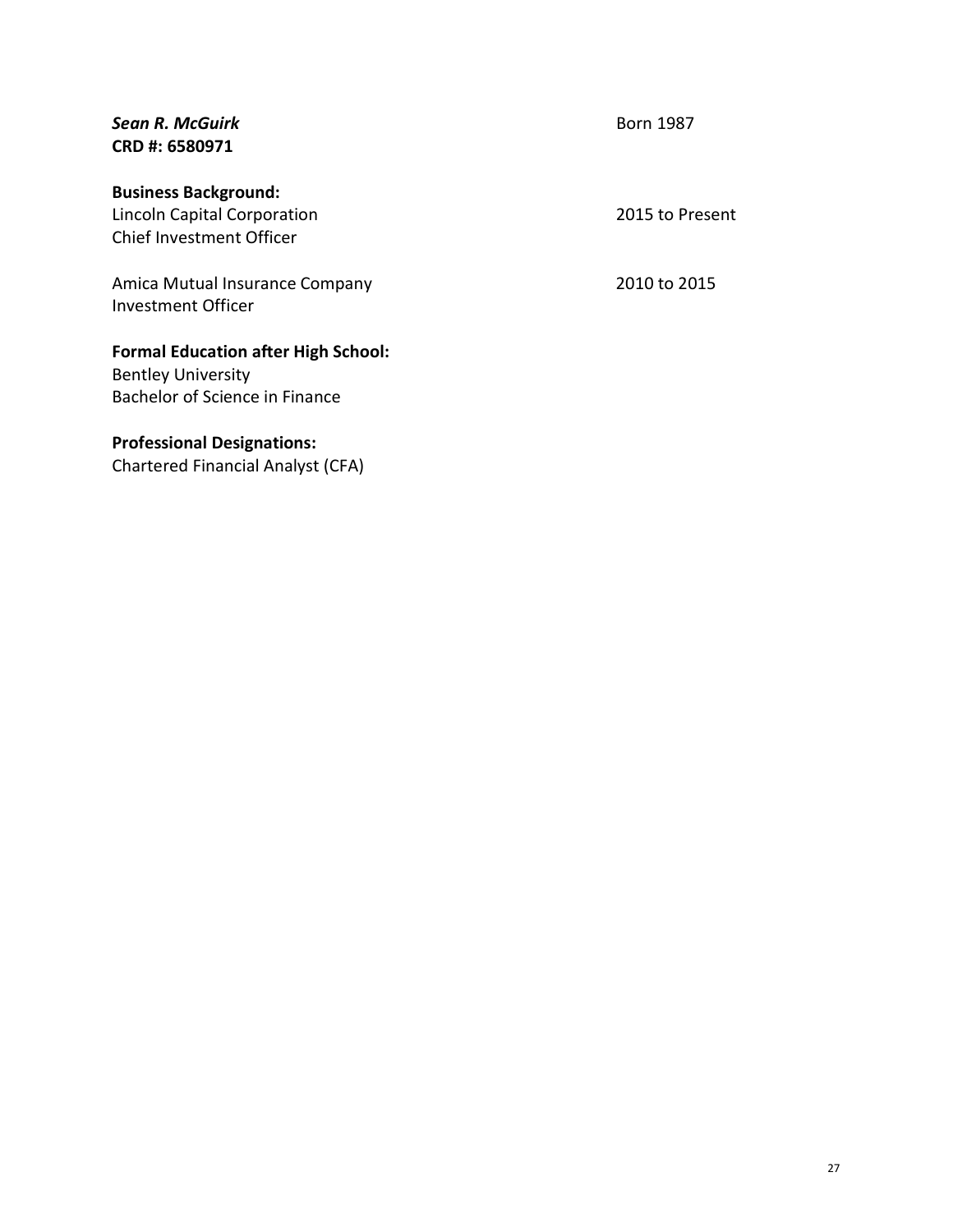***Sean R. McGuirk*** Born 1987
**CRD #: 6580971**

**Business Background:**
Lincoln Capital Corporation 2015 to Present
Chief Investment Officer

Amica Mutual Insurance Company 2010 to 2015
Investment Officer

**Formal Education after High School:**
Bentley University
Bachelor of Science in Finance

**Professional Designations:**
Chartered Financial Analyst (CFA)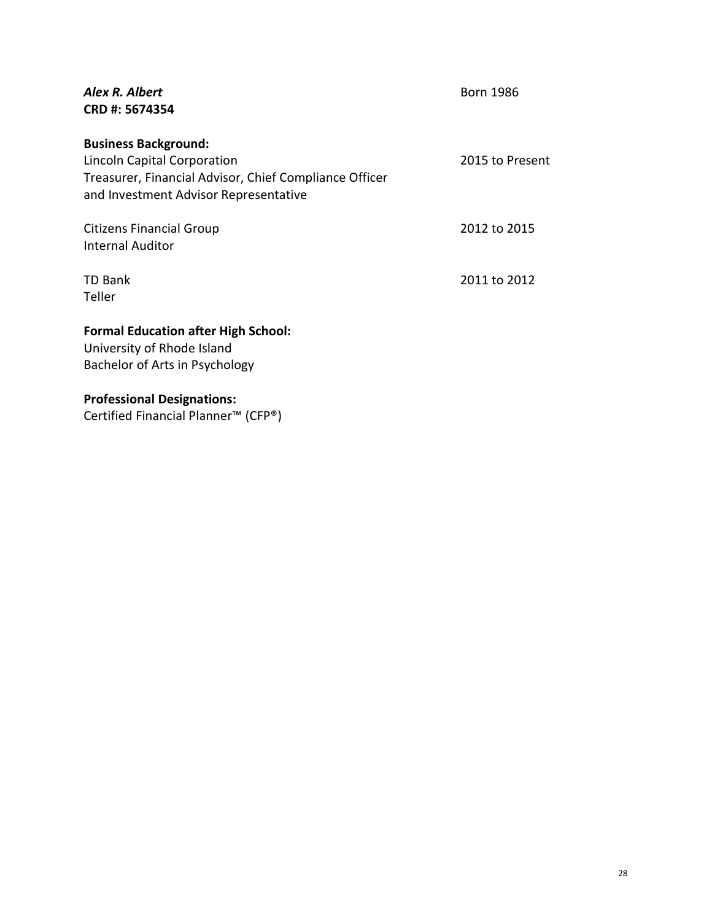***Alex R. Albert*** Born 1986
**CRD #: 5674354**

**Business Background:**

Lincoln Capital Corporation 2015 to Present
Treasurer, Financial Advisor, Chief Compliance Officer and Investment Advisor Representative

Citizens Financial Group 2012 to 2015
Internal Auditor

TD Bank 2011 to 2012
Teller

**Formal Education after High School:**

University of Rhode Island
Bachelor of Arts in Psychology

**Professional Designations:**

Certified Financial Planner™ (CFP®)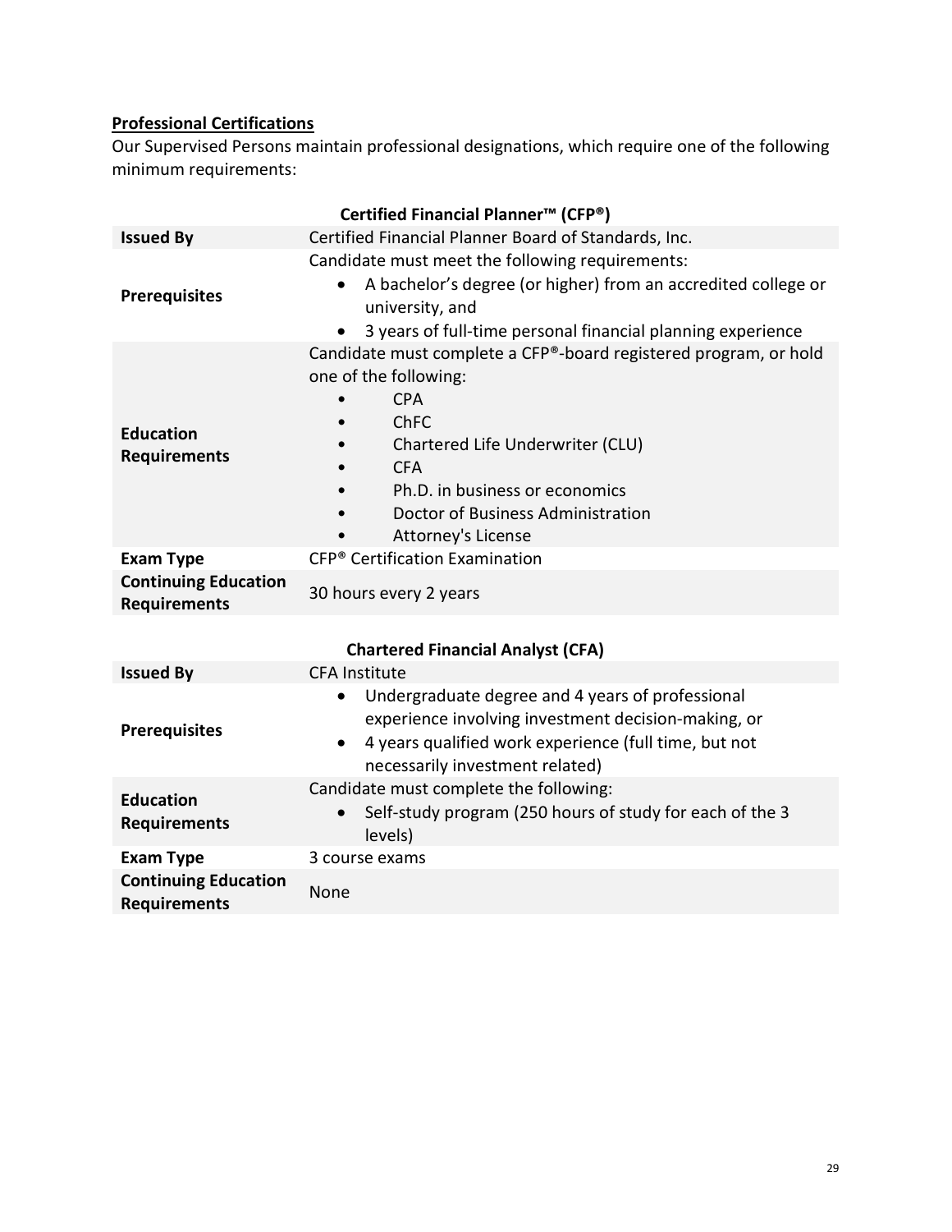**Professional Certifications**

Our Supervised Persons maintain professional designations, which require one of the following minimum requirements:

**Certified Financial Planner™ (CFP®)**

| | |
|---|---|
| **Issued By** | Certified Financial Planner Board of Standards, Inc. |
| **Prerequisites** | Candidate must meet the following requirements:<br>• A bachelor's degree (or higher) from an accredited college or university, and<br>• 3 years of full-time personal financial planning experience |
| **Education Requirements** | Candidate must complete a CFP®-board registered program, or hold one of the following:<br>• CPA<br>• ChFC<br>• Chartered Life Underwriter (CLU)<br>• CFA<br>• Ph.D. in business or economics<br>• Doctor of Business Administration<br>• Attorney's License |
| **Exam Type** | CFP® Certification Examination |
| **Continuing Education Requirements** | 30 hours every 2 years |

**Chartered Financial Analyst (CFA)**

| | |
|---|---|
| **Issued By** | CFA Institute |
| **Prerequisites** | • Undergraduate degree and 4 years of professional experience involving investment decision-making, or<br>• 4 years qualified work experience (full time, but not necessarily investment related) |
| **Education Requirements** | Candidate must complete the following:<br>• Self-study program (250 hours of study for each of the 3 levels) |
| **Exam Type** | 3 course exams |
| **Continuing Education Requirements** | None |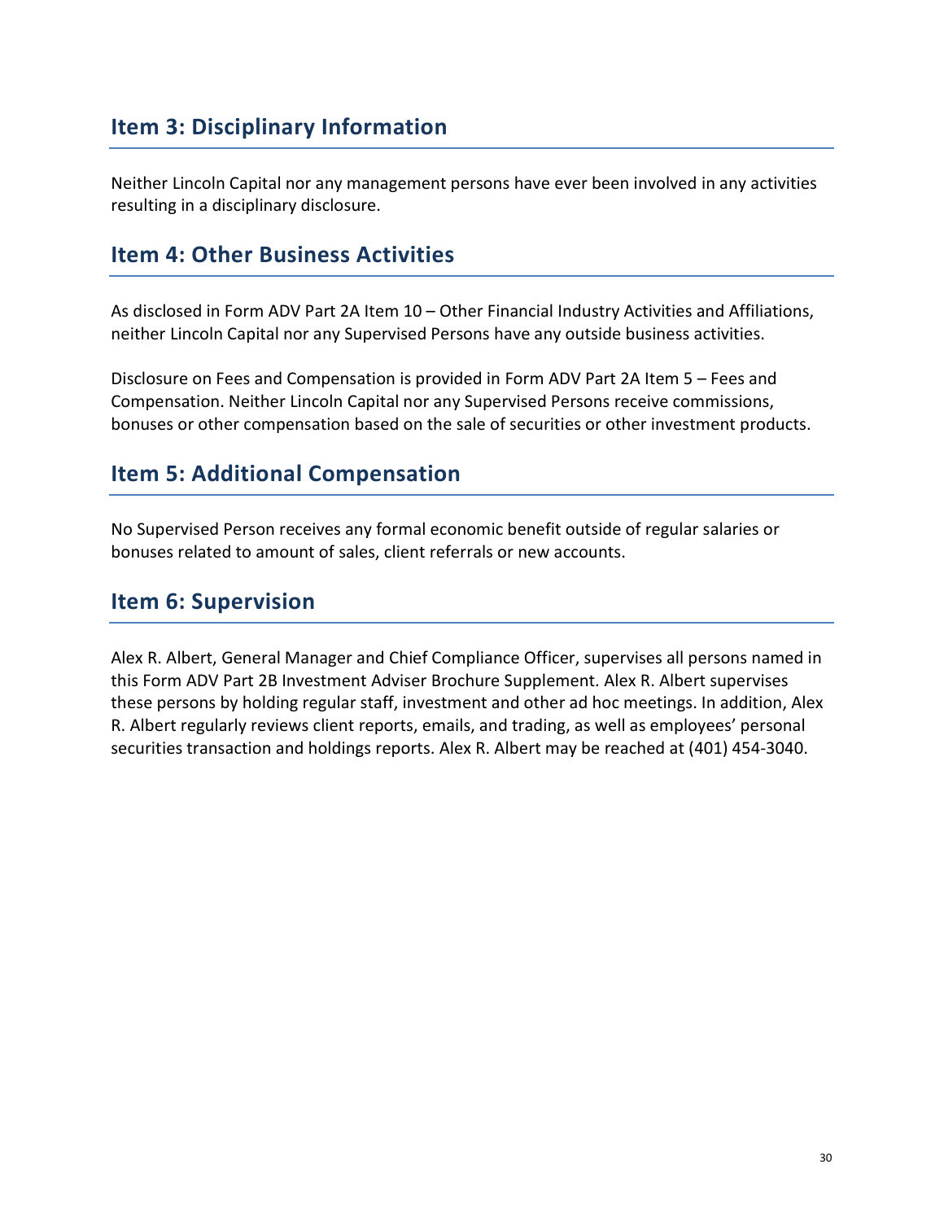## Item 3: Disciplinary Information

Neither Lincoln Capital nor any management persons have ever been involved in any activities resulting in a disciplinary disclosure.

## Item 4: Other Business Activities

As disclosed in Form ADV Part 2A Item 10 – Other Financial Industry Activities and Affiliations, neither Lincoln Capital nor any Supervised Persons have any outside business activities.

Disclosure on Fees and Compensation is provided in Form ADV Part 2A Item 5 – Fees and Compensation. Neither Lincoln Capital nor any Supervised Persons receive commissions, bonuses or other compensation based on the sale of securities or other investment products.

## Item 5: Additional Compensation

No Supervised Person receives any formal economic benefit outside of regular salaries or bonuses related to amount of sales, client referrals or new accounts.

## Item 6: Supervision

Alex R. Albert, General Manager and Chief Compliance Officer, supervises all persons named in this Form ADV Part 2B Investment Adviser Brochure Supplement. Alex R. Albert supervises these persons by holding regular staff, investment and other ad hoc meetings. In addition, Alex R. Albert regularly reviews client reports, emails, and trading, as well as employees' personal securities transaction and holdings reports. Alex R. Albert may be reached at (401) 454-3040.